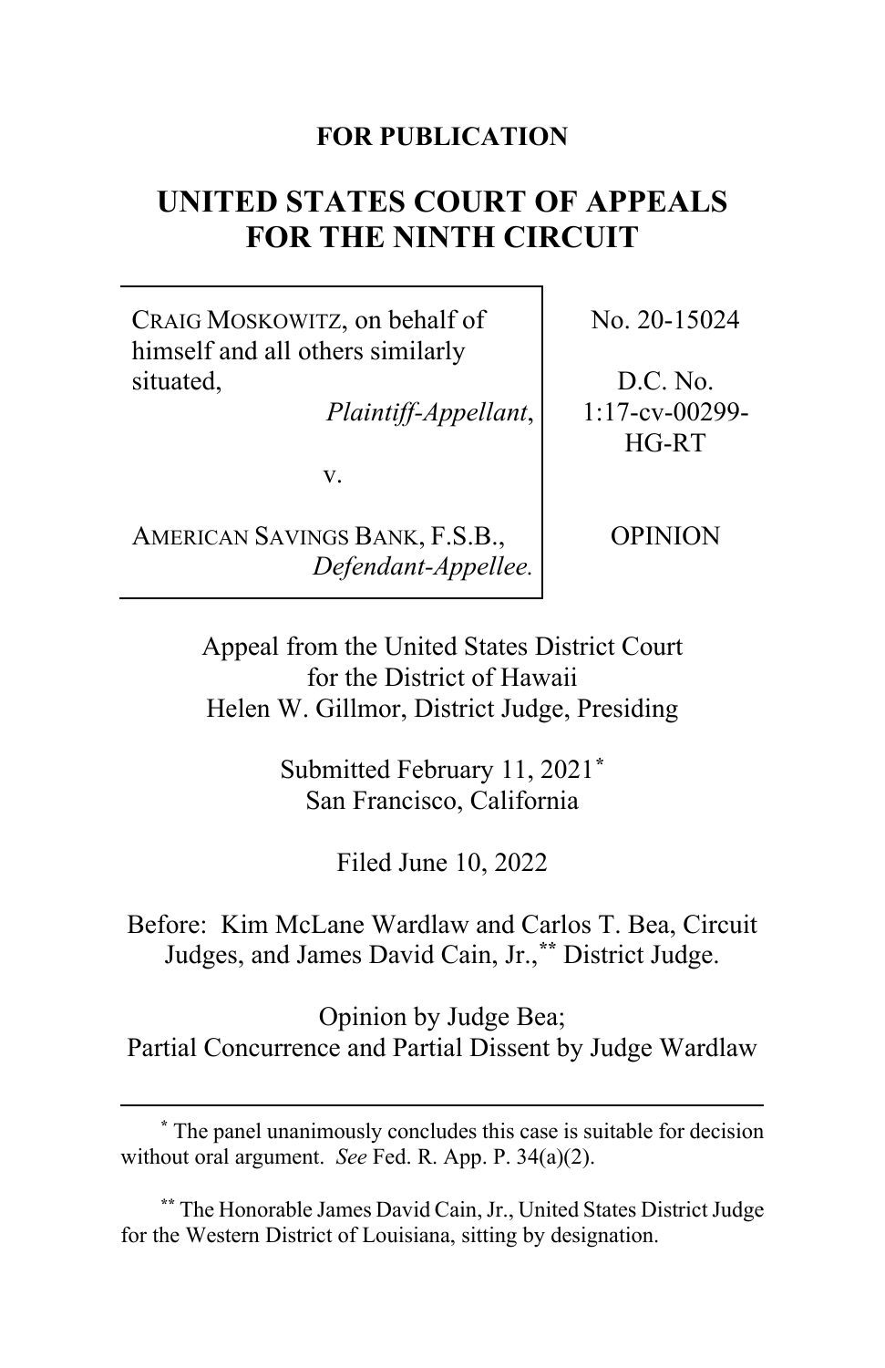**FOR PUBLICATION**

# UNITED STATES COURT OF APPEALS FOR THE NINTH CIRCUIT

| | |
|---|---|
| CRAIG MOSKOWITZ, on behalf of himself and all others similarly situated, *Plaintiff-Appellant*, | No. 20-15024 |
| v. | D.C. No. 1:17-cv-00299-HG-RT |
| AMERICAN SAVINGS BANK, F.S.B., *Defendant-Appellee.* | OPINION |

Appeal from the United States District Court for the District of Hawaii
Helen W. Gillmor, District Judge, Presiding

Submitted February 11, 2021[*]
San Francisco, California

Filed June 10, 2022

Before: Kim McLane Wardlaw and Carlos T. Bea, Circuit Judges, and James David Cain, Jr.,[**] District Judge.

Opinion by Judge Bea;
Partial Concurrence and Partial Dissent by Judge Wardlaw

---

[*] The panel unanimously concludes this case is suitable for decision without oral argument. *See* Fed. R. App. P. 34(a)(2).

[**] The Honorable James David Cain, Jr., United States District Judge for the Western District of Louisiana, sitting by designation.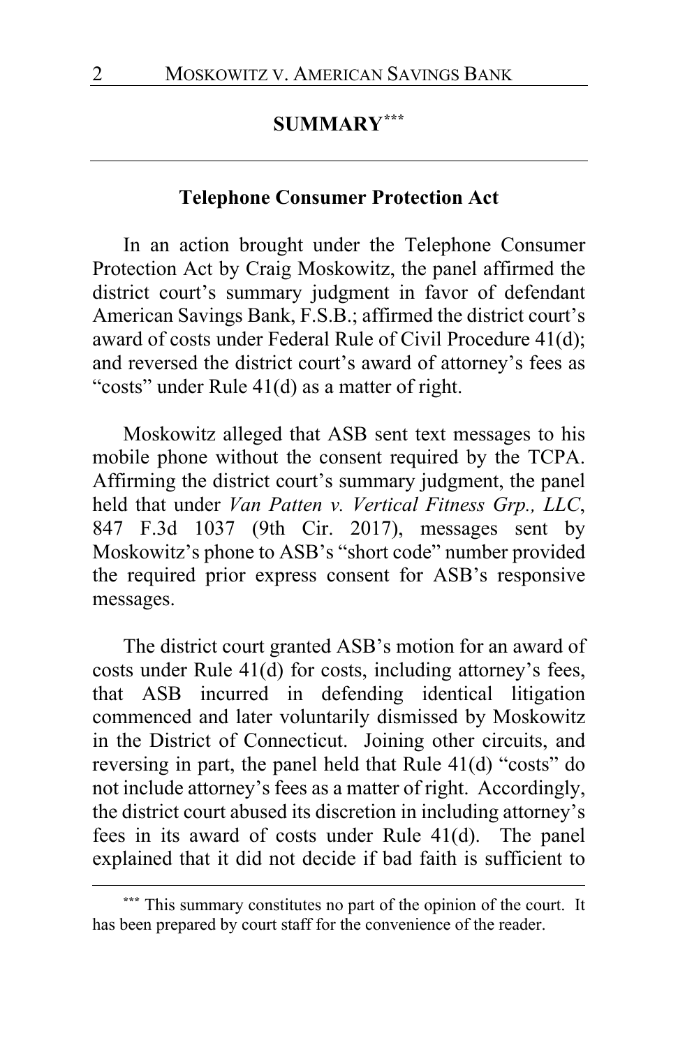## SUMMARY[***]

### Telephone Consumer Protection Act

In an action brought under the Telephone Consumer Protection Act by Craig Moskowitz, the panel affirmed the district court's summary judgment in favor of defendant American Savings Bank, F.S.B.; affirmed the district court's award of costs under Federal Rule of Civil Procedure 41(d); and reversed the district court's award of attorney's fees as "costs" under Rule 41(d) as a matter of right.

Moskowitz alleged that ASB sent text messages to his mobile phone without the consent required by the TCPA. Affirming the district court's summary judgment, the panel held that under *Van Patten v. Vertical Fitness Grp., LLC*, 847 F.3d 1037 (9th Cir. 2017), messages sent by Moskowitz's phone to ASB's "short code" number provided the required prior express consent for ASB's responsive messages.

The district court granted ASB's motion for an award of costs under Rule 41(d) for costs, including attorney's fees, that ASB incurred in defending identical litigation commenced and later voluntarily dismissed by Moskowitz in the District of Connecticut. Joining other circuits, and reversing in part, the panel held that Rule 41(d) "costs" do not include attorney's fees as a matter of right. Accordingly, the district court abused its discretion in including attorney's fees in its award of costs under Rule 41(d). The panel explained that it did not decide if bad faith is sufficient to

---

[***] This summary constitutes no part of the opinion of the court. It has been prepared by court staff for the convenience of the reader.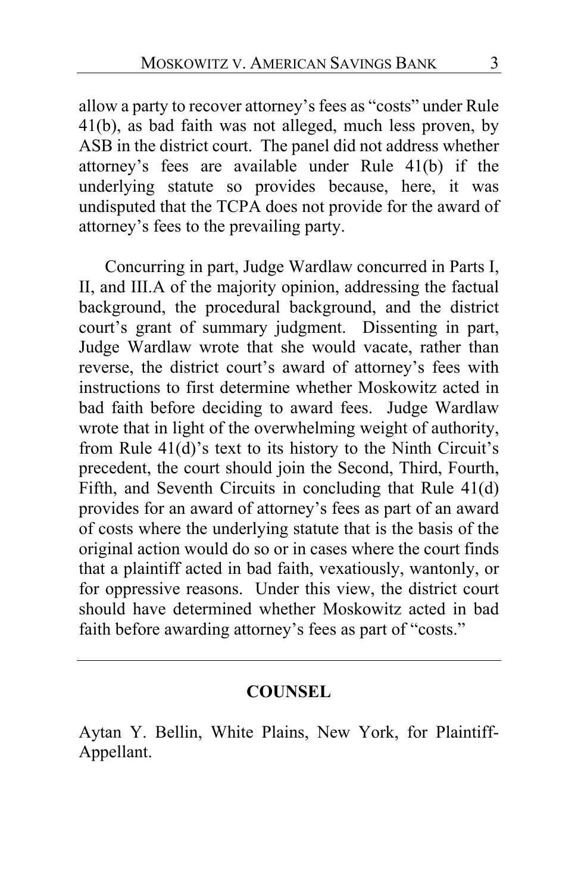allow a party to recover attorney's fees as "costs" under Rule 41(b), as bad faith was not alleged, much less proven, by ASB in the district court. The panel did not address whether attorney's fees are available under Rule 41(b) if the underlying statute so provides because, here, it was undisputed that the TCPA does not provide for the award of attorney's fees to the prevailing party.

Concurring in part, Judge Wardlaw concurred in Parts I, II, and III.A of the majority opinion, addressing the factual background, the procedural background, and the district court's grant of summary judgment. Dissenting in part, Judge Wardlaw wrote that she would vacate, rather than reverse, the district court's award of attorney's fees with instructions to first determine whether Moskowitz acted in bad faith before deciding to award fees. Judge Wardlaw wrote that in light of the overwhelming weight of authority, from Rule 41(d)'s text to its history to the Ninth Circuit's precedent, the court should join the Second, Third, Fourth, Fifth, and Seventh Circuits in concluding that Rule 41(d) provides for an award of attorney's fees as part of an award of costs where the underlying statute that is the basis of the original action would do so or in cases where the court finds that a plaintiff acted in bad faith, vexatiously, wantonly, or for oppressive reasons. Under this view, the district court should have determined whether Moskowitz acted in bad faith before awarding attorney's fees as part of "costs."

---

## COUNSEL

Aytan Y. Bellin, White Plains, New York, for Plaintiff-Appellant.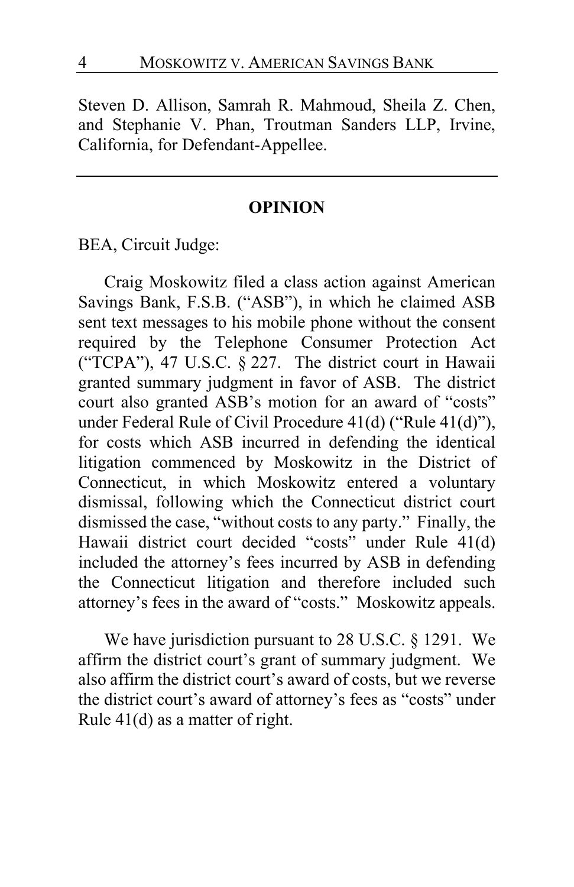Steven D. Allison, Samrah R. Mahmoud, Sheila Z. Chen, and Stephanie V. Phan, Troutman Sanders LLP, Irvine, California, for Defendant-Appellee.

---

## OPINION

BEA, Circuit Judge:

Craig Moskowitz filed a class action against American Savings Bank, F.S.B. ("ASB"), in which he claimed ASB sent text messages to his mobile phone without the consent required by the Telephone Consumer Protection Act ("TCPA"), 47 U.S.C. § 227. The district court in Hawaii granted summary judgment in favor of ASB. The district court also granted ASB's motion for an award of "costs" under Federal Rule of Civil Procedure 41(d) ("Rule 41(d)"), for costs which ASB incurred in defending the identical litigation commenced by Moskowitz in the District of Connecticut, in which Moskowitz entered a voluntary dismissal, following which the Connecticut district court dismissed the case, "without costs to any party." Finally, the Hawaii district court decided "costs" under Rule 41(d) included the attorney's fees incurred by ASB in defending the Connecticut litigation and therefore included such attorney's fees in the award of "costs." Moskowitz appeals.

We have jurisdiction pursuant to 28 U.S.C. § 1291. We affirm the district court's grant of summary judgment. We also affirm the district court's award of costs, but we reverse the district court's award of attorney's fees as "costs" under Rule 41(d) as a matter of right.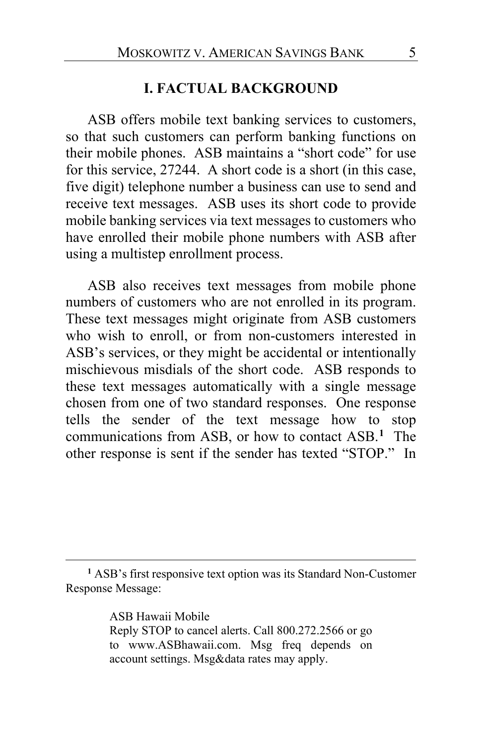## I. FACTUAL BACKGROUND

ASB offers mobile text banking services to customers, so that such customers can perform banking functions on their mobile phones. ASB maintains a "short code" for use for this service, 27244. A short code is a short (in this case, five digit) telephone number a business can use to send and receive text messages. ASB uses its short code to provide mobile banking services via text messages to customers who have enrolled their mobile phone numbers with ASB after using a multistep enrollment process.

ASB also receives text messages from mobile phone numbers of customers who are not enrolled in its program. These text messages might originate from ASB customers who wish to enroll, or from non-customers interested in ASB's services, or they might be accidental or intentionally mischievous misdials of the short code. ASB responds to these text messages automatically with a single message chosen from one of two standard responses. One response tells the sender of the text message how to stop communications from ASB, or how to contact ASB.[1] The other response is sent if the sender has texted "STOP." In

---

[1] ASB's first responsive text option was its Standard Non-Customer Response Message:

> ASB Hawaii Mobile
> Reply STOP to cancel alerts. Call 800.272.2566 or go to www.ASBhawaii.com. Msg freq depends on account settings. Msg&data rates may apply.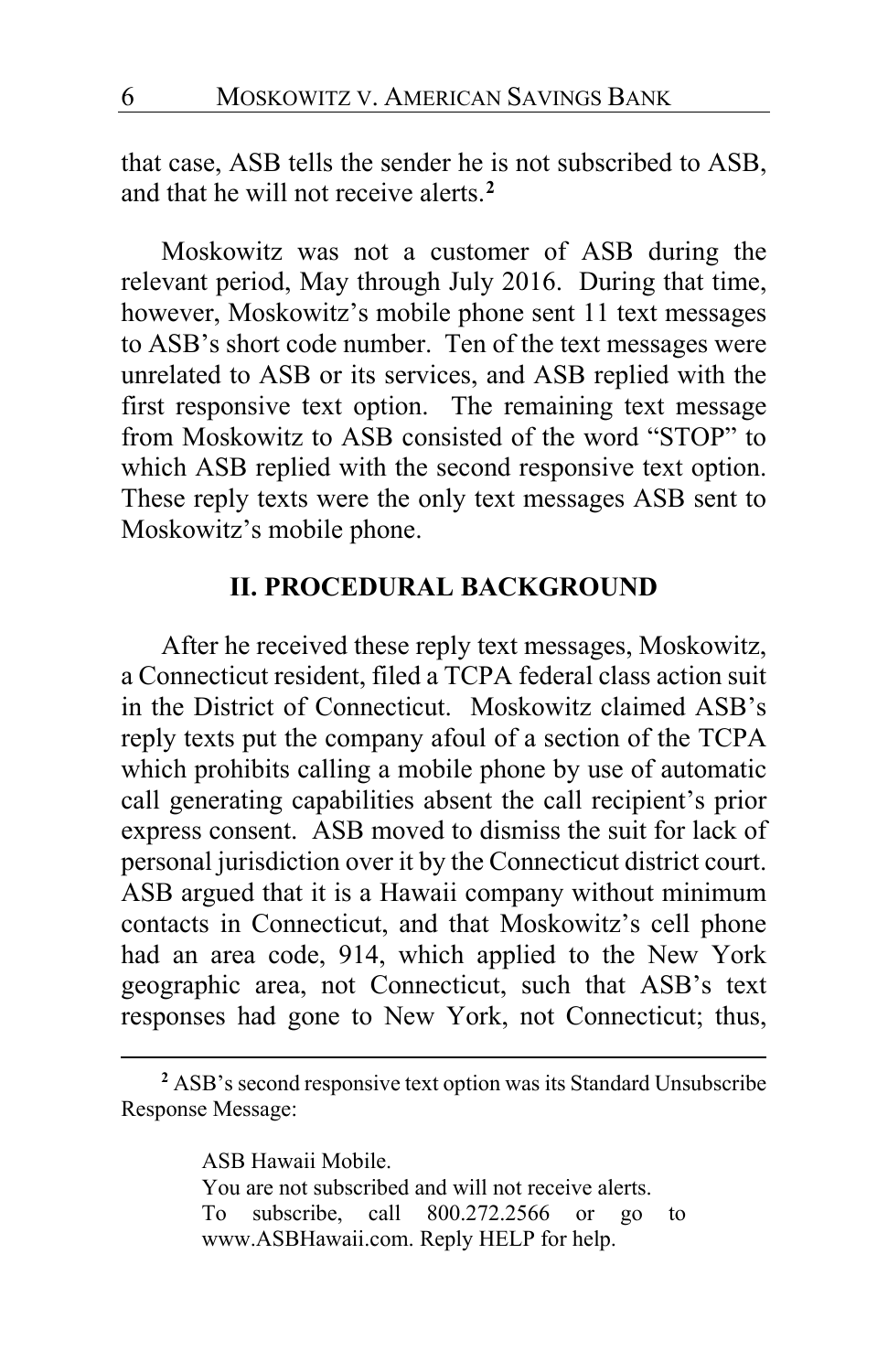that case, ASB tells the sender he is not subscribed to ASB, and that he will not receive alerts.[2]

Moskowitz was not a customer of ASB during the relevant period, May through July 2016. During that time, however, Moskowitz's mobile phone sent 11 text messages to ASB's short code number. Ten of the text messages were unrelated to ASB or its services, and ASB replied with the first responsive text option. The remaining text message from Moskowitz to ASB consisted of the word "STOP" to which ASB replied with the second responsive text option. These reply texts were the only text messages ASB sent to Moskowitz's mobile phone.

## II. PROCEDURAL BACKGROUND

After he received these reply text messages, Moskowitz, a Connecticut resident, filed a TCPA federal class action suit in the District of Connecticut. Moskowitz claimed ASB's reply texts put the company afoul of a section of the TCPA which prohibits calling a mobile phone by use of automatic call generating capabilities absent the call recipient's prior express consent. ASB moved to dismiss the suit for lack of personal jurisdiction over it by the Connecticut district court. ASB argued that it is a Hawaii company without minimum contacts in Connecticut, and that Moskowitz's cell phone had an area code, 914, which applied to the New York geographic area, not Connecticut, such that ASB's text responses had gone to New York, not Connecticut; thus,

---

[2] ASB's second responsive text option was its Standard Unsubscribe Response Message:

> ASB Hawaii Mobile.
> You are not subscribed and will not receive alerts.
> To subscribe, call 800.272.2566 or go to www.ASBHawaii.com. Reply HELP for help.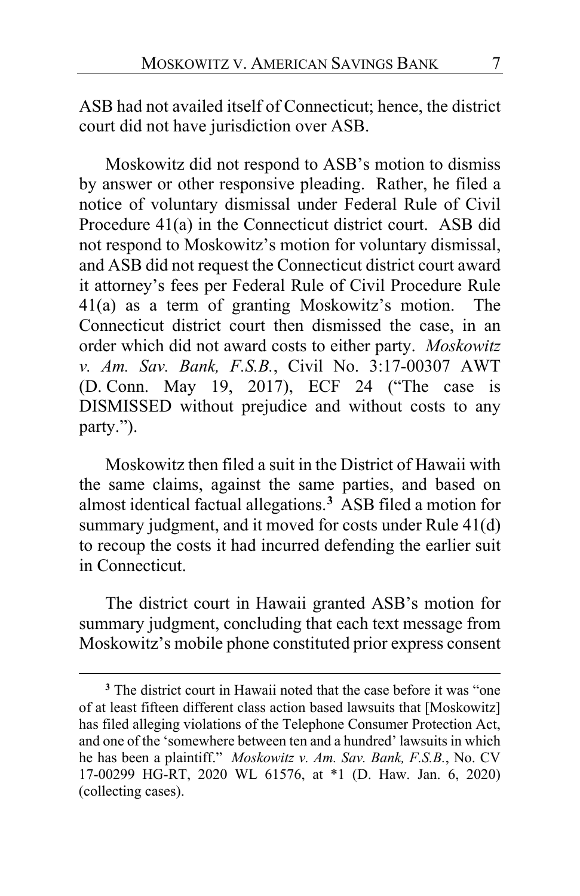ASB had not availed itself of Connecticut; hence, the district court did not have jurisdiction over ASB.

Moskowitz did not respond to ASB's motion to dismiss by answer or other responsive pleading. Rather, he filed a notice of voluntary dismissal under Federal Rule of Civil Procedure 41(a) in the Connecticut district court. ASB did not respond to Moskowitz's motion for voluntary dismissal, and ASB did not request the Connecticut district court award it attorney's fees per Federal Rule of Civil Procedure Rule 41(a) as a term of granting Moskowitz's motion. The Connecticut district court then dismissed the case, in an order which did not award costs to either party. *Moskowitz v. Am. Sav. Bank, F.S.B.*, Civil No. 3:17-00307 AWT (D. Conn. May 19, 2017), ECF 24 ("The case is DISMISSED without prejudice and without costs to any party.").

Moskowitz then filed a suit in the District of Hawaii with the same claims, against the same parties, and based on almost identical factual allegations.[3] ASB filed a motion for summary judgment, and it moved for costs under Rule 41(d) to recoup the costs it had incurred defending the earlier suit in Connecticut.

The district court in Hawaii granted ASB's motion for summary judgment, concluding that each text message from Moskowitz's mobile phone constituted prior express consent

---

[3] The district court in Hawaii noted that the case before it was "one of at least fifteen different class action based lawsuits that [Moskowitz] has filed alleging violations of the Telephone Consumer Protection Act, and one of the 'somewhere between ten and a hundred' lawsuits in which he has been a plaintiff." *Moskowitz v. Am. Sav. Bank, F.S.B.*, No. CV 17-00299 HG-RT, 2020 WL 61576, at *1 (D. Haw. Jan. 6, 2020) (collecting cases).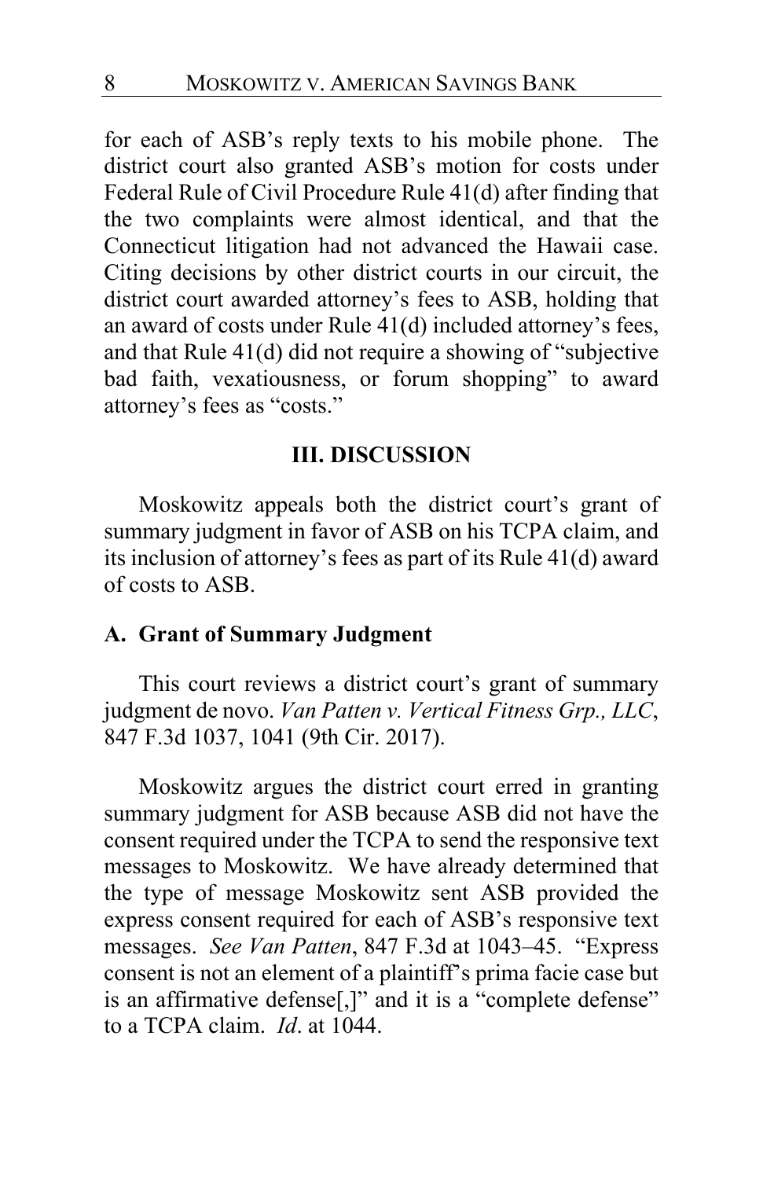for each of ASB's reply texts to his mobile phone. The district court also granted ASB's motion for costs under Federal Rule of Civil Procedure Rule 41(d) after finding that the two complaints were almost identical, and that the Connecticut litigation had not advanced the Hawaii case. Citing decisions by other district courts in our circuit, the district court awarded attorney's fees to ASB, holding that an award of costs under Rule 41(d) included attorney's fees, and that Rule 41(d) did not require a showing of "subjective bad faith, vexatiousness, or forum shopping" to award attorney's fees as "costs."

## III. DISCUSSION

Moskowitz appeals both the district court's grant of summary judgment in favor of ASB on his TCPA claim, and its inclusion of attorney's fees as part of its Rule 41(d) award of costs to ASB.

### A. Grant of Summary Judgment

This court reviews a district court's grant of summary judgment de novo. *Van Patten v. Vertical Fitness Grp., LLC*, 847 F.3d 1037, 1041 (9th Cir. 2017).

Moskowitz argues the district court erred in granting summary judgment for ASB because ASB did not have the consent required under the TCPA to send the responsive text messages to Moskowitz. We have already determined that the type of message Moskowitz sent ASB provided the express consent required for each of ASB's responsive text messages. *See Van Patten*, 847 F.3d at 1043–45. "Express consent is not an element of a plaintiff's prima facie case but is an affirmative defense[,]" and it is a "complete defense" to a TCPA claim. *Id*. at 1044.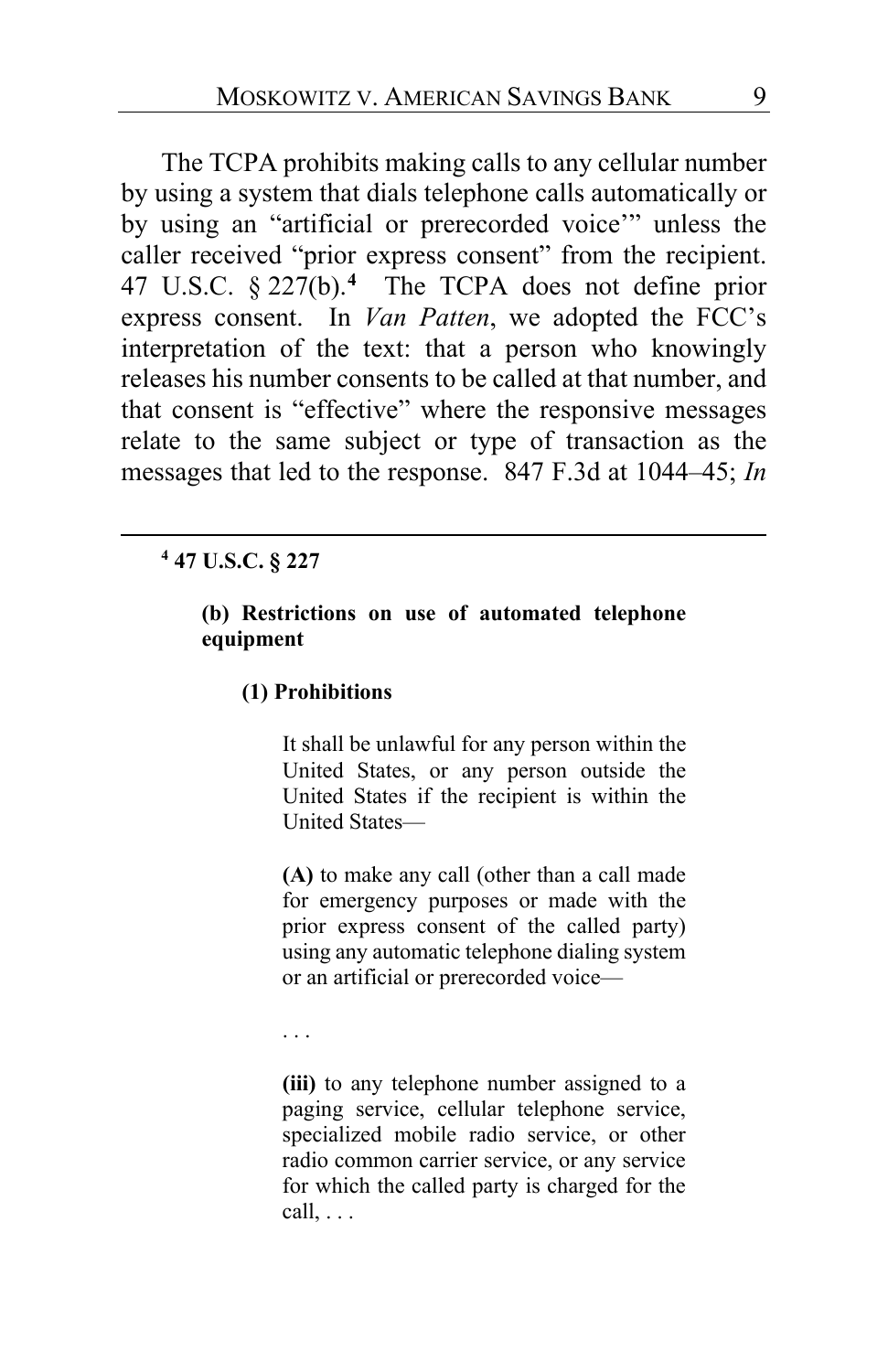The TCPA prohibits making calls to any cellular number by using a system that dials telephone calls automatically or by using an "artificial or prerecorded voice'" unless the caller received "prior express consent" from the recipient. 47 U.S.C. § 227(b).[4] The TCPA does not define prior express consent. In *Van Patten*, we adopted the FCC's interpretation of the text: that a person who knowingly releases his number consents to be called at that number, and that consent is "effective" where the responsive messages relate to the same subject or type of transaction as the messages that led to the response. 847 F.3d at 1044–45; *In*

---

[4] **47 U.S.C. § 227**

> **(b) Restrictions on use of automated telephone equipment**
>
> **(1) Prohibitions**
>
> It shall be unlawful for any person within the United States, or any person outside the United States if the recipient is within the United States—
>
> **(A)** to make any call (other than a call made for emergency purposes or made with the prior express consent of the called party) using any automatic telephone dialing system or an artificial or prerecorded voice—
>
> . . .
>
> **(iii)** to any telephone number assigned to a paging service, cellular telephone service, specialized mobile radio service, or other radio common carrier service, or any service for which the called party is charged for the call, . . .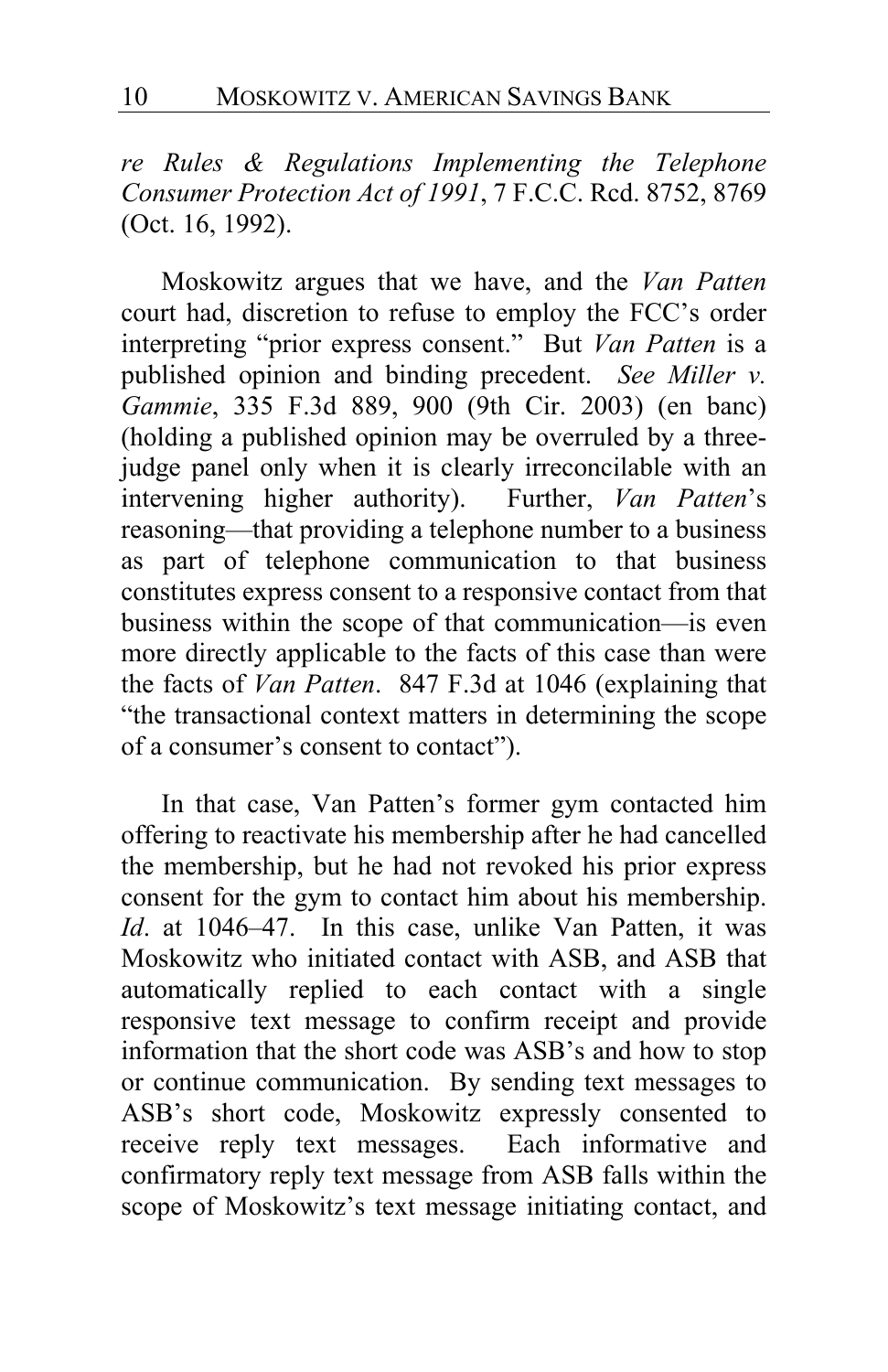*re Rules & Regulations Implementing the Telephone Consumer Protection Act of 1991*, 7 F.C.C. Rcd. 8752, 8769 (Oct. 16, 1992).

Moskowitz argues that we have, and the *Van Patten* court had, discretion to refuse to employ the FCC's order interpreting "prior express consent." But *Van Patten* is a published opinion and binding precedent. *See Miller v. Gammie*, 335 F.3d 889, 900 (9th Cir. 2003) (en banc) (holding a published opinion may be overruled by a three-judge panel only when it is clearly irreconcilable with an intervening higher authority). Further, *Van Patten*'s reasoning—that providing a telephone number to a business as part of telephone communication to that business constitutes express consent to a responsive contact from that business within the scope of that communication—is even more directly applicable to the facts of this case than were the facts of *Van Patten*. 847 F.3d at 1046 (explaining that "the transactional context matters in determining the scope of a consumer's consent to contact").

In that case, Van Patten's former gym contacted him offering to reactivate his membership after he had cancelled the membership, but he had not revoked his prior express consent for the gym to contact him about his membership. *Id*. at 1046–47. In this case, unlike Van Patten, it was Moskowitz who initiated contact with ASB, and ASB that automatically replied to each contact with a single responsive text message to confirm receipt and provide information that the short code was ASB's and how to stop or continue communication. By sending text messages to ASB's short code, Moskowitz expressly consented to receive reply text messages. Each informative and confirmatory reply text message from ASB falls within the scope of Moskowitz's text message initiating contact, and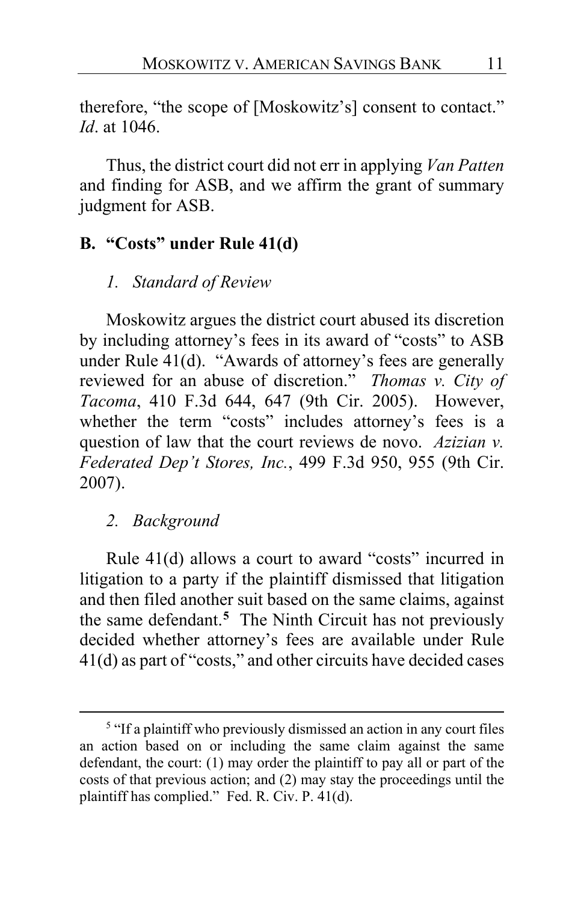therefore, "the scope of [Moskowitz's] consent to contact." *Id*. at 1046.

Thus, the district court did not err in applying *Van Patten* and finding for ASB, and we affirm the grant of summary judgment for ASB.

### B. "Costs" under Rule 41(d)

#### *1. Standard of Review*

Moskowitz argues the district court abused its discretion by including attorney's fees in its award of "costs" to ASB under Rule 41(d). "Awards of attorney's fees are generally reviewed for an abuse of discretion." *Thomas v. City of Tacoma*, 410 F.3d 644, 647 (9th Cir. 2005). However, whether the term "costs" includes attorney's fees is a question of law that the court reviews de novo. *Azizian v. Federated Dep't Stores, Inc.*, 499 F.3d 950, 955 (9th Cir. 2007).

#### *2. Background*

Rule 41(d) allows a court to award "costs" incurred in litigation to a party if the plaintiff dismissed that litigation and then filed another suit based on the same claims, against the same defendant.[5] The Ninth Circuit has not previously decided whether attorney's fees are available under Rule 41(d) as part of "costs," and other circuits have decided cases

---

[5] "If a plaintiff who previously dismissed an action in any court files an action based on or including the same claim against the same defendant, the court: (1) may order the plaintiff to pay all or part of the costs of that previous action; and (2) may stay the proceedings until the plaintiff has complied." Fed. R. Civ. P. 41(d).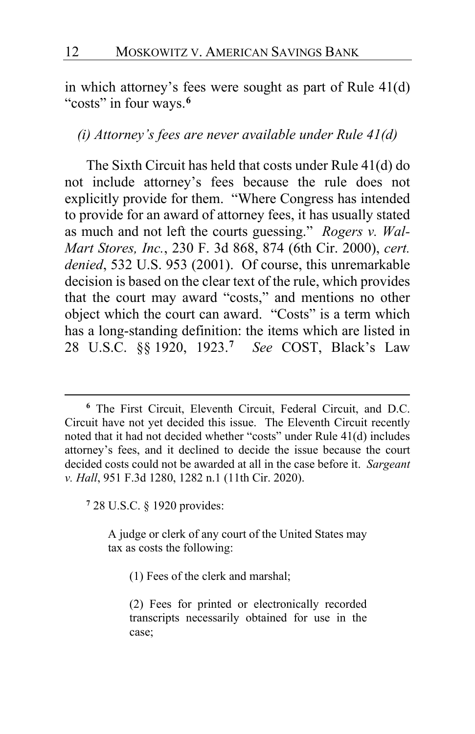in which attorney's fees were sought as part of Rule 41(d) "costs" in four ways.[6]

*(i) Attorney's fees are never available under Rule 41(d)*

The Sixth Circuit has held that costs under Rule 41(d) do not include attorney's fees because the rule does not explicitly provide for them. "Where Congress has intended to provide for an award of attorney fees, it has usually stated as much and not left the courts guessing." *Rogers v. Wal-Mart Stores, Inc.*, 230 F. 3d 868, 874 (6th Cir. 2000), *cert. denied*, 532 U.S. 953 (2001). Of course, this unremarkable decision is based on the clear text of the rule, which provides that the court may award "costs," and mentions no other object which the court can award. "Costs" is a term which has a long-standing definition: the items which are listed in 28 U.S.C. §§ 1920, 1923.[7] *See* COST, Black's Law

---

[6] The First Circuit, Eleventh Circuit, Federal Circuit, and D.C. Circuit have not yet decided this issue. The Eleventh Circuit recently noted that it had not decided whether "costs" under Rule 41(d) includes attorney's fees, and it declined to decide the issue because the court decided costs could not be awarded at all in the case before it. *Sargeant v. Hall*, 951 F.3d 1280, 1282 n.1 (11th Cir. 2020).

[7] 28 U.S.C. § 1920 provides:

> A judge or clerk of any court of the United States may tax as costs the following:
>
> (1) Fees of the clerk and marshal;
>
> (2) Fees for printed or electronically recorded transcripts necessarily obtained for use in the case;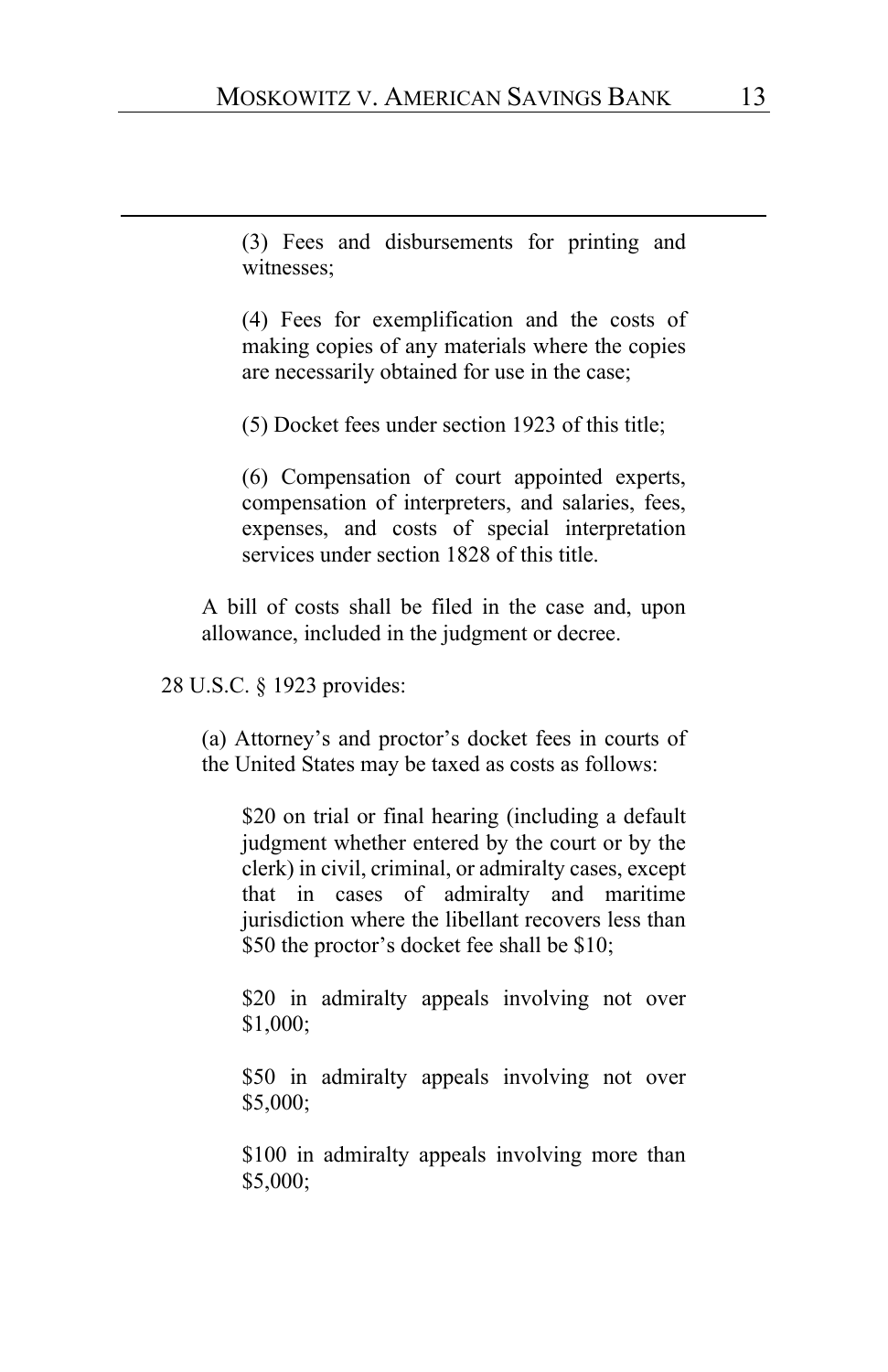(3) Fees and disbursements for printing and witnesses;

(4) Fees for exemplification and the costs of making copies of any materials where the copies are necessarily obtained for use in the case;

(5) Docket fees under section 1923 of this title;

(6) Compensation of court appointed experts, compensation of interpreters, and salaries, fees, expenses, and costs of special interpretation services under section 1828 of this title.

A bill of costs shall be filed in the case and, upon allowance, included in the judgment or decree.

28 U.S.C. § 1923 provides:

(a) Attorney's and proctor's docket fees in courts of the United States may be taxed as costs as follows:

$20 on trial or final hearing (including a default judgment whether entered by the court or by the clerk) in civil, criminal, or admiralty cases, except that in cases of admiralty and maritime jurisdiction where the libellant recovers less than $50 the proctor's docket fee shall be $10;

$20 in admiralty appeals involving not over $1,000;

$50 in admiralty appeals involving not over $5,000;

$100 in admiralty appeals involving more than $5,000;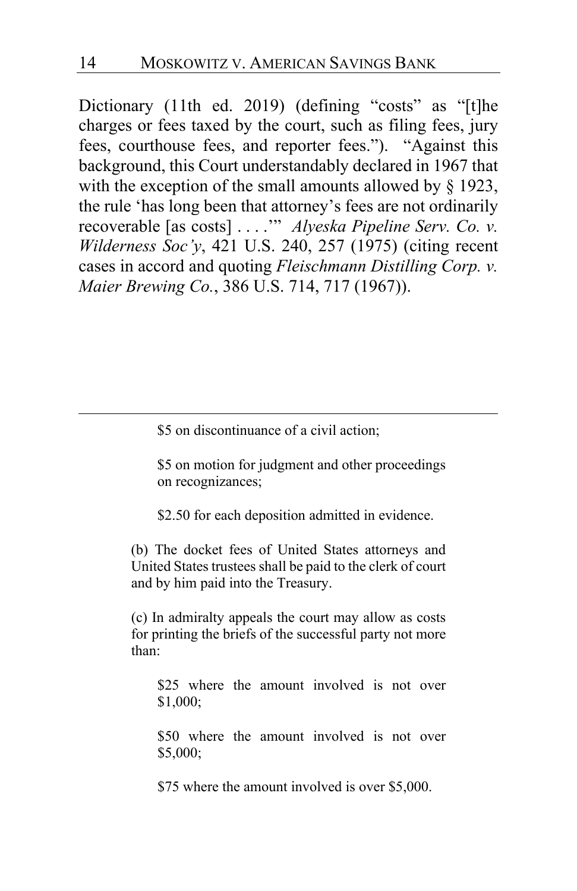Dictionary (11th ed. 2019) (defining "costs" as "[t]he charges or fees taxed by the court, such as filing fees, jury fees, courthouse fees, and reporter fees."). "Against this background, this Court understandably declared in 1967 that with the exception of the small amounts allowed by § 1923, the rule 'has long been that attorney's fees are not ordinarily recoverable [as costs] . . . .'" *Alyeska Pipeline Serv. Co. v. Wilderness Soc'y*, 421 U.S. 240, 257 (1975) (citing recent cases in accord and quoting *Fleischmann Distilling Corp. v. Maier Brewing Co.*, 386 U.S. 714, 717 (1967)).

---

> $5 on discontinuance of a civil action;
>
> $5 on motion for judgment and other proceedings on recognizances;
>
> $2.50 for each deposition admitted in evidence.
>
> (b) The docket fees of United States attorneys and United States trustees shall be paid to the clerk of court and by him paid into the Treasury.
>
> (c) In admiralty appeals the court may allow as costs for printing the briefs of the successful party not more than:
>
> $25 where the amount involved is not over $1,000;
>
> $50 where the amount involved is not over $5,000;
>
> $75 where the amount involved is over $5,000.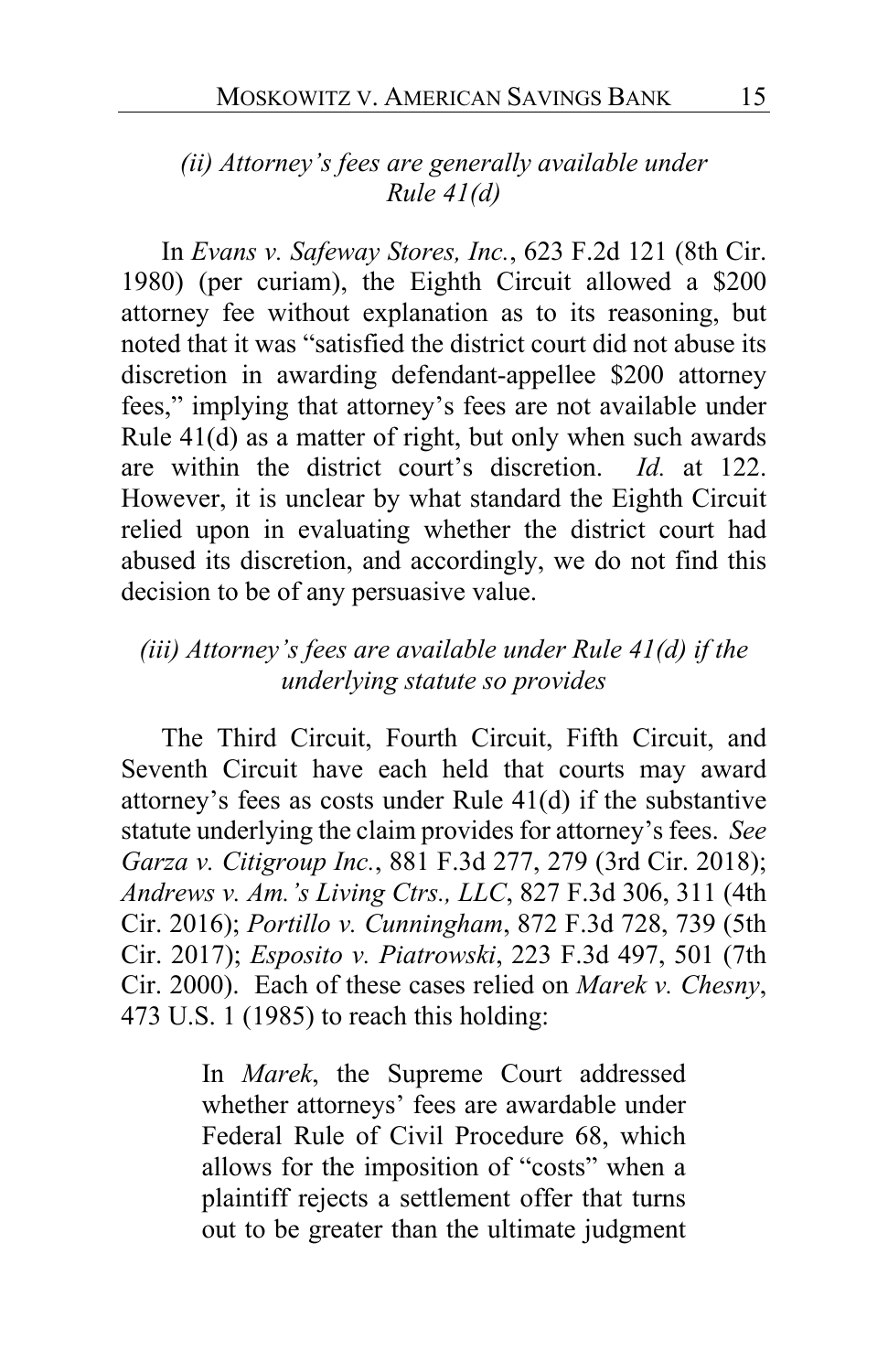### *(ii) Attorney's fees are generally available under Rule 41(d)*

In *Evans v. Safeway Stores, Inc.*, 623 F.2d 121 (8th Cir. 1980) (per curiam), the Eighth Circuit allowed a $200 attorney fee without explanation as to its reasoning, but noted that it was "satisfied the district court did not abuse its discretion in awarding defendant-appellee $200 attorney fees," implying that attorney's fees are not available under Rule 41(d) as a matter of right, but only when such awards are within the district court's discretion. *Id.* at 122. However, it is unclear by what standard the Eighth Circuit relied upon in evaluating whether the district court had abused its discretion, and accordingly, we do not find this decision to be of any persuasive value.

### *(iii) Attorney's fees are available under Rule 41(d) if the underlying statute so provides*

The Third Circuit, Fourth Circuit, Fifth Circuit, and Seventh Circuit have each held that courts may award attorney's fees as costs under Rule 41(d) if the substantive statute underlying the claim provides for attorney's fees. *See Garza v. Citigroup Inc.*, 881 F.3d 277, 279 (3rd Cir. 2018); *Andrews v. Am.'s Living Ctrs., LLC*, 827 F.3d 306, 311 (4th Cir. 2016); *Portillo v. Cunningham*, 872 F.3d 728, 739 (5th Cir. 2017); *Esposito v. Piatrowski*, 223 F.3d 497, 501 (7th Cir. 2000). Each of these cases relied on *Marek v. Chesny*, 473 U.S. 1 (1985) to reach this holding:

> In *Marek*, the Supreme Court addressed whether attorneys' fees are awardable under Federal Rule of Civil Procedure 68, which allows for the imposition of "costs" when a plaintiff rejects a settlement offer that turns out to be greater than the ultimate judgment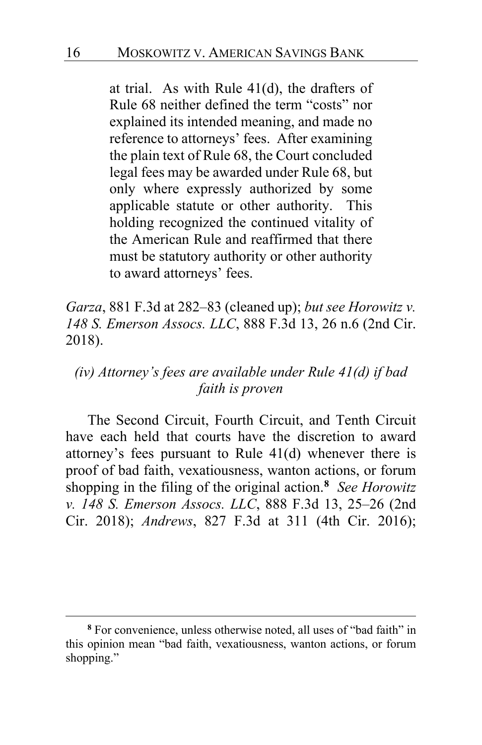> at trial. As with Rule 41(d), the drafters of Rule 68 neither defined the term "costs" nor explained its intended meaning, and made no reference to attorneys' fees. After examining the plain text of Rule 68, the Court concluded legal fees may be awarded under Rule 68, but only where expressly authorized by some applicable statute or other authority. This holding recognized the continued vitality of the American Rule and reaffirmed that there must be statutory authority or other authority to award attorneys' fees.

*Garza*, 881 F.3d at 282–83 (cleaned up); *but see Horowitz v. 148 S. Emerson Assocs. LLC*, 888 F.3d 13, 26 n.6 (2nd Cir. 2018).

### *(iv) Attorney's fees are available under Rule 41(d) if bad faith is proven*

The Second Circuit, Fourth Circuit, and Tenth Circuit have each held that courts have the discretion to award attorney's fees pursuant to Rule 41(d) whenever there is proof of bad faith, vexatiousness, wanton actions, or forum shopping in the filing of the original action.[8] *See Horowitz v. 148 S. Emerson Assocs. LLC*, 888 F.3d 13, 25–26 (2nd Cir. 2018); *Andrews*, 827 F.3d at 311 (4th Cir. 2016);

[8] For convenience, unless otherwise noted, all uses of "bad faith" in this opinion mean "bad faith, vexatiousness, wanton actions, or forum shopping."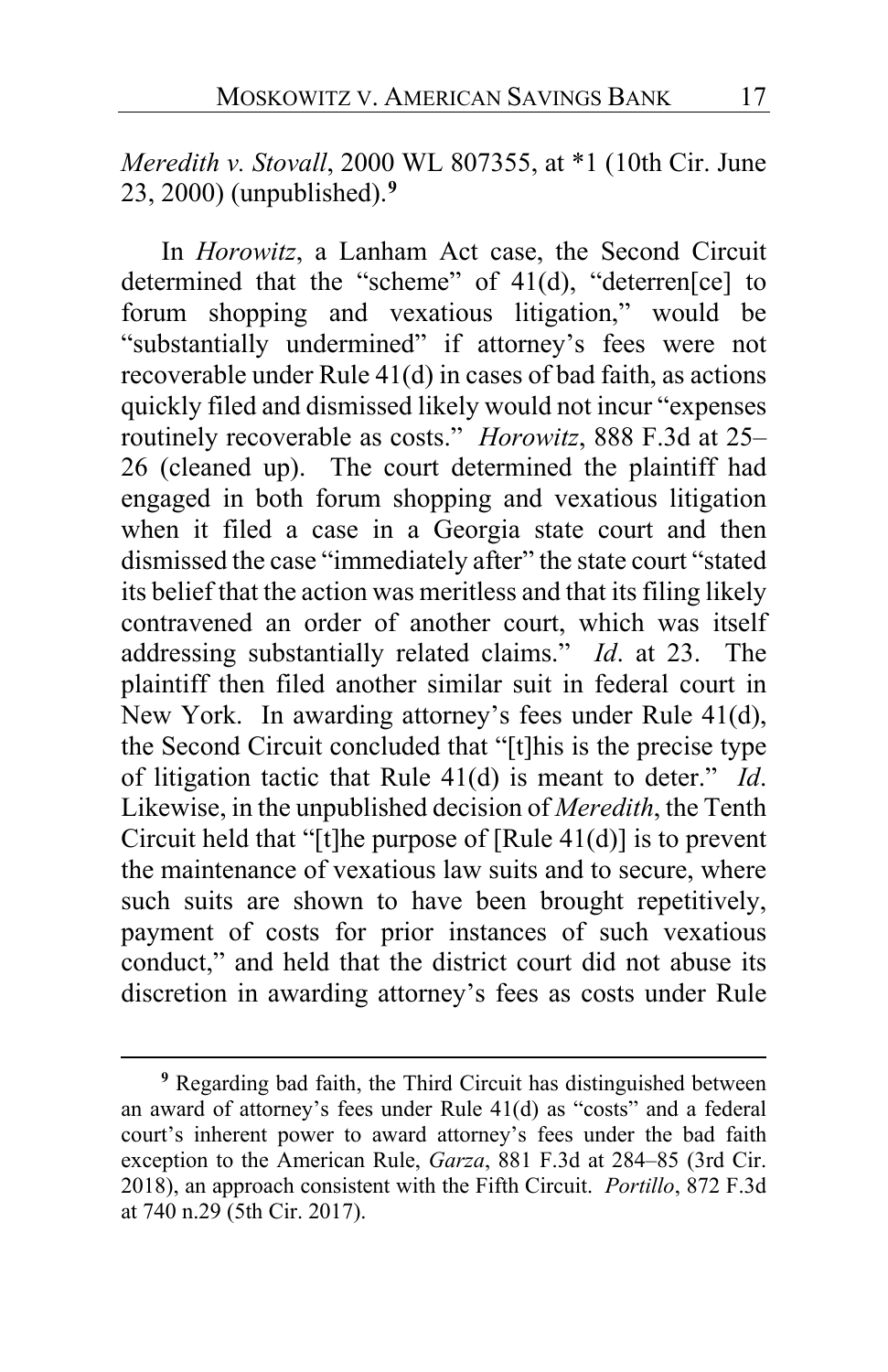*Meredith v. Stovall*, 2000 WL 807355, at *1 (10th Cir. June 23, 2000) (unpublished).[9]

In *Horowitz*, a Lanham Act case, the Second Circuit determined that the "scheme" of 41(d), "deterren[ce] to forum shopping and vexatious litigation," would be "substantially undermined" if attorney's fees were not recoverable under Rule 41(d) in cases of bad faith, as actions quickly filed and dismissed likely would not incur "expenses routinely recoverable as costs." *Horowitz*, 888 F.3d at 25–26 (cleaned up). The court determined the plaintiff had engaged in both forum shopping and vexatious litigation when it filed a case in a Georgia state court and then dismissed the case "immediately after" the state court "stated its belief that the action was meritless and that its filing likely contravened an order of another court, which was itself addressing substantially related claims." *Id*. at 23. The plaintiff then filed another similar suit in federal court in New York. In awarding attorney's fees under Rule 41(d), the Second Circuit concluded that "[t]his is the precise type of litigation tactic that Rule 41(d) is meant to deter." *Id*. Likewise, in the unpublished decision of *Meredith*, the Tenth Circuit held that "[t]he purpose of [Rule 41(d)] is to prevent the maintenance of vexatious law suits and to secure, where such suits are shown to have been brought repetitively, payment of costs for prior instances of such vexatious conduct," and held that the district court did not abuse its discretion in awarding attorney's fees as costs under Rule

[9] Regarding bad faith, the Third Circuit has distinguished between an award of attorney's fees under Rule 41(d) as "costs" and a federal court's inherent power to award attorney's fees under the bad faith exception to the American Rule, *Garza*, 881 F.3d at 284–85 (3rd Cir. 2018), an approach consistent with the Fifth Circuit. *Portillo*, 872 F.3d at 740 n.29 (5th Cir. 2017).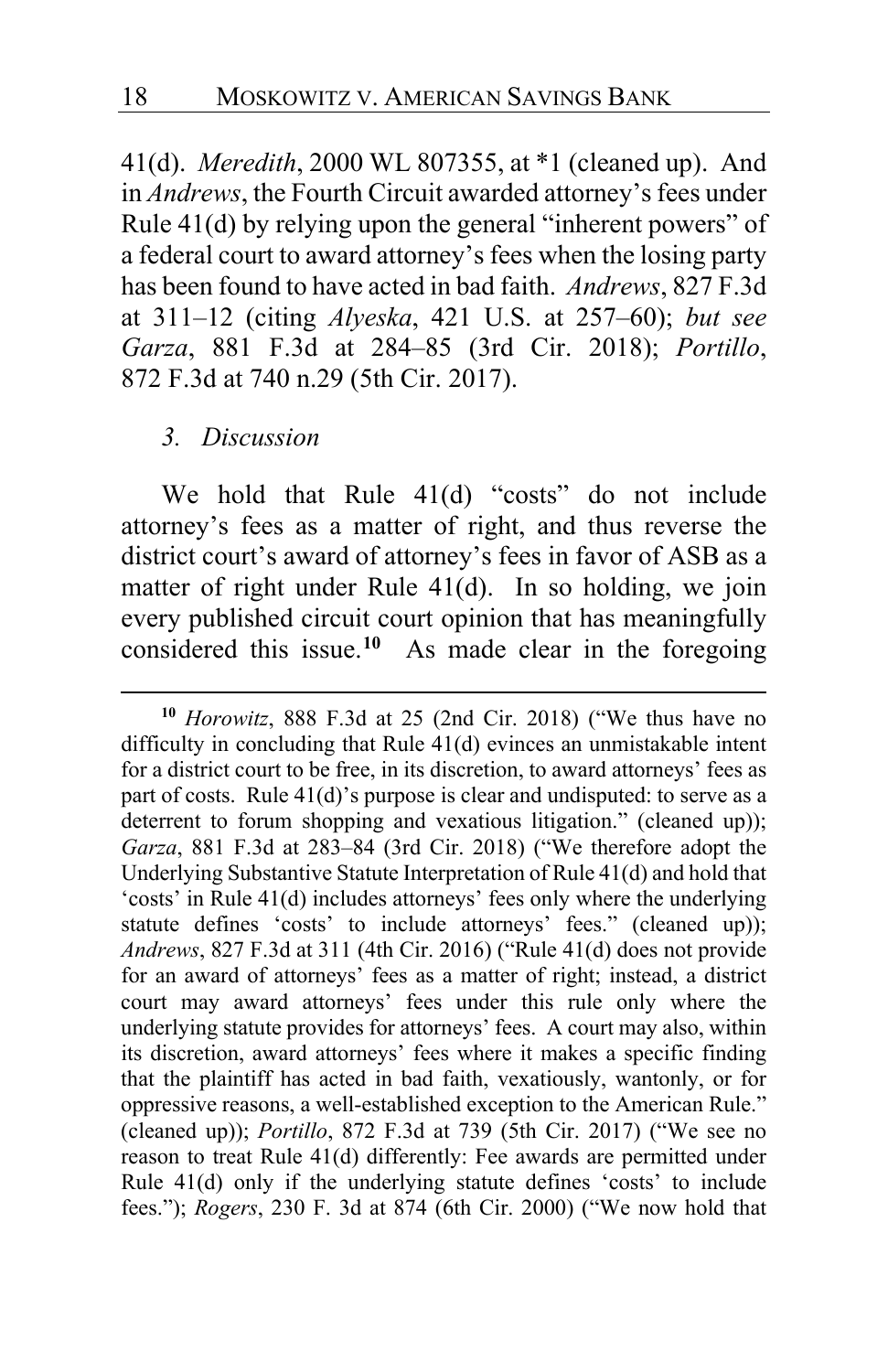41(d). *Meredith*, 2000 WL 807355, at *1 (cleaned up). And in *Andrews*, the Fourth Circuit awarded attorney's fees under Rule 41(d) by relying upon the general "inherent powers" of a federal court to award attorney's fees when the losing party has been found to have acted in bad faith. *Andrews*, 827 F.3d at 311–12 (citing *Alyeska*, 421 U.S. at 257–60); *but see Garza*, 881 F.3d at 284–85 (3rd Cir. 2018); *Portillo*, 872 F.3d at 740 n.29 (5th Cir. 2017).

### *3. Discussion*

We hold that Rule 41(d) "costs" do not include attorney's fees as a matter of right, and thus reverse the district court's award of attorney's fees in favor of ASB as a matter of right under Rule 41(d). In so holding, we join every published circuit court opinion that has meaningfully considered this issue.[10] As made clear in the foregoing

---

[10] *Horowitz*, 888 F.3d at 25 (2nd Cir. 2018) ("We thus have no difficulty in concluding that Rule 41(d) evinces an unmistakable intent for a district court to be free, in its discretion, to award attorneys' fees as part of costs. Rule 41(d)'s purpose is clear and undisputed: to serve as a deterrent to forum shopping and vexatious litigation." (cleaned up)); *Garza*, 881 F.3d at 283–84 (3rd Cir. 2018) ("We therefore adopt the Underlying Substantive Statute Interpretation of Rule 41(d) and hold that 'costs' in Rule 41(d) includes attorneys' fees only where the underlying statute defines 'costs' to include attorneys' fees." (cleaned up)); *Andrews*, 827 F.3d at 311 (4th Cir. 2016) ("Rule 41(d) does not provide for an award of attorneys' fees as a matter of right; instead, a district court may award attorneys' fees under this rule only where the underlying statute provides for attorneys' fees. A court may also, within its discretion, award attorneys' fees where it makes a specific finding that the plaintiff has acted in bad faith, vexatiously, wantonly, or for oppressive reasons, a well-established exception to the American Rule." (cleaned up)); *Portillo*, 872 F.3d at 739 (5th Cir. 2017) ("We see no reason to treat Rule 41(d) differently: Fee awards are permitted under Rule 41(d) only if the underlying statute defines 'costs' to include fees."); *Rogers*, 230 F. 3d at 874 (6th Cir. 2000) ("We now hold that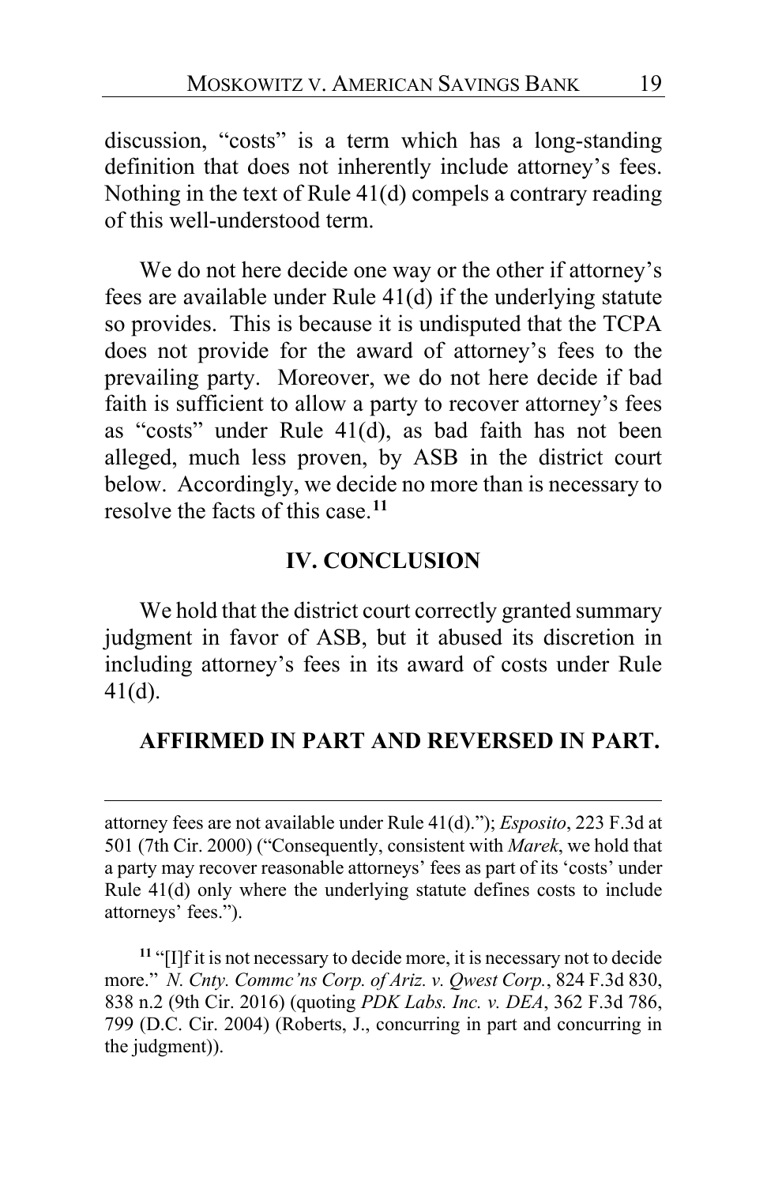discussion, "costs" is a term which has a long-standing definition that does not inherently include attorney's fees. Nothing in the text of Rule 41(d) compels a contrary reading of this well-understood term.

We do not here decide one way or the other if attorney's fees are available under Rule 41(d) if the underlying statute so provides. This is because it is undisputed that the TCPA does not provide for the award of attorney's fees to the prevailing party. Moreover, we do not here decide if bad faith is sufficient to allow a party to recover attorney's fees as "costs" under Rule 41(d), as bad faith has not been alleged, much less proven, by ASB in the district court below. Accordingly, we decide no more than is necessary to resolve the facts of this case.[11]

## IV. CONCLUSION

We hold that the district court correctly granted summary judgment in favor of ASB, but it abused its discretion in including attorney's fees in its award of costs under Rule 41(d).

**AFFIRMED IN PART AND REVERSED IN PART.**

---

attorney fees are not available under Rule 41(d)."); *Esposito*, 223 F.3d at 501 (7th Cir. 2000) ("Consequently, consistent with *Marek*, we hold that a party may recover reasonable attorneys' fees as part of its 'costs' under Rule 41(d) only where the underlying statute defines costs to include attorneys' fees.").

[11] "[I]f it is not necessary to decide more, it is necessary not to decide more." *N. Cnty. Commc'ns Corp. of Ariz. v. Qwest Corp.*, 824 F.3d 830, 838 n.2 (9th Cir. 2016) (quoting *PDK Labs. Inc. v. DEA*, 362 F.3d 786, 799 (D.C. Cir. 2004) (Roberts, J., concurring in part and concurring in the judgment)).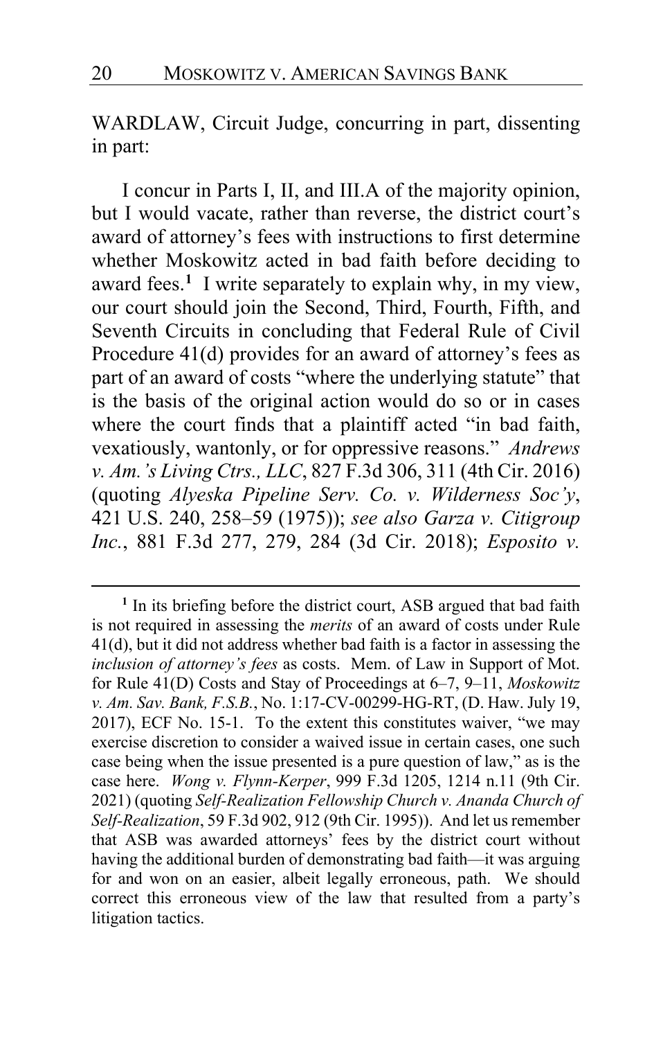WARDLAW, Circuit Judge, concurring in part, dissenting in part:

I concur in Parts I, II, and III.A of the majority opinion, but I would vacate, rather than reverse, the district court's award of attorney's fees with instructions to first determine whether Moskowitz acted in bad faith before deciding to award fees.[1] I write separately to explain why, in my view, our court should join the Second, Third, Fourth, Fifth, and Seventh Circuits in concluding that Federal Rule of Civil Procedure 41(d) provides for an award of attorney's fees as part of an award of costs "where the underlying statute" that is the basis of the original action would do so or in cases where the court finds that a plaintiff acted "in bad faith, vexatiously, wantonly, or for oppressive reasons." *Andrews v. Am.'s Living Ctrs., LLC*, 827 F.3d 306, 311 (4th Cir. 2016) (quoting *Alyeska Pipeline Serv. Co. v. Wilderness Soc'y*, 421 U.S. 240, 258–59 (1975)); *see also Garza v. Citigroup Inc.*, 881 F.3d 277, 279, 284 (3d Cir. 2018); *Esposito v.*

---

[1] In its briefing before the district court, ASB argued that bad faith is not required in assessing the *merits* of an award of costs under Rule 41(d), but it did not address whether bad faith is a factor in assessing the *inclusion of attorney's fees* as costs. Mem. of Law in Support of Mot. for Rule 41(D) Costs and Stay of Proceedings at 6–7, 9–11, *Moskowitz v. Am. Sav. Bank, F.S.B.*, No. 1:17-CV-00299-HG-RT, (D. Haw. July 19, 2017), ECF No. 15-1. To the extent this constitutes waiver, "we may exercise discretion to consider a waived issue in certain cases, one such case being when the issue presented is a pure question of law," as is the case here. *Wong v. Flynn-Kerper*, 999 F.3d 1205, 1214 n.11 (9th Cir. 2021) (quoting *Self-Realization Fellowship Church v. Ananda Church of Self-Realization*, 59 F.3d 902, 912 (9th Cir. 1995)). And let us remember that ASB was awarded attorneys' fees by the district court without having the additional burden of demonstrating bad faith—it was arguing for and won on an easier, albeit legally erroneous, path. We should correct this erroneous view of the law that resulted from a party's litigation tactics.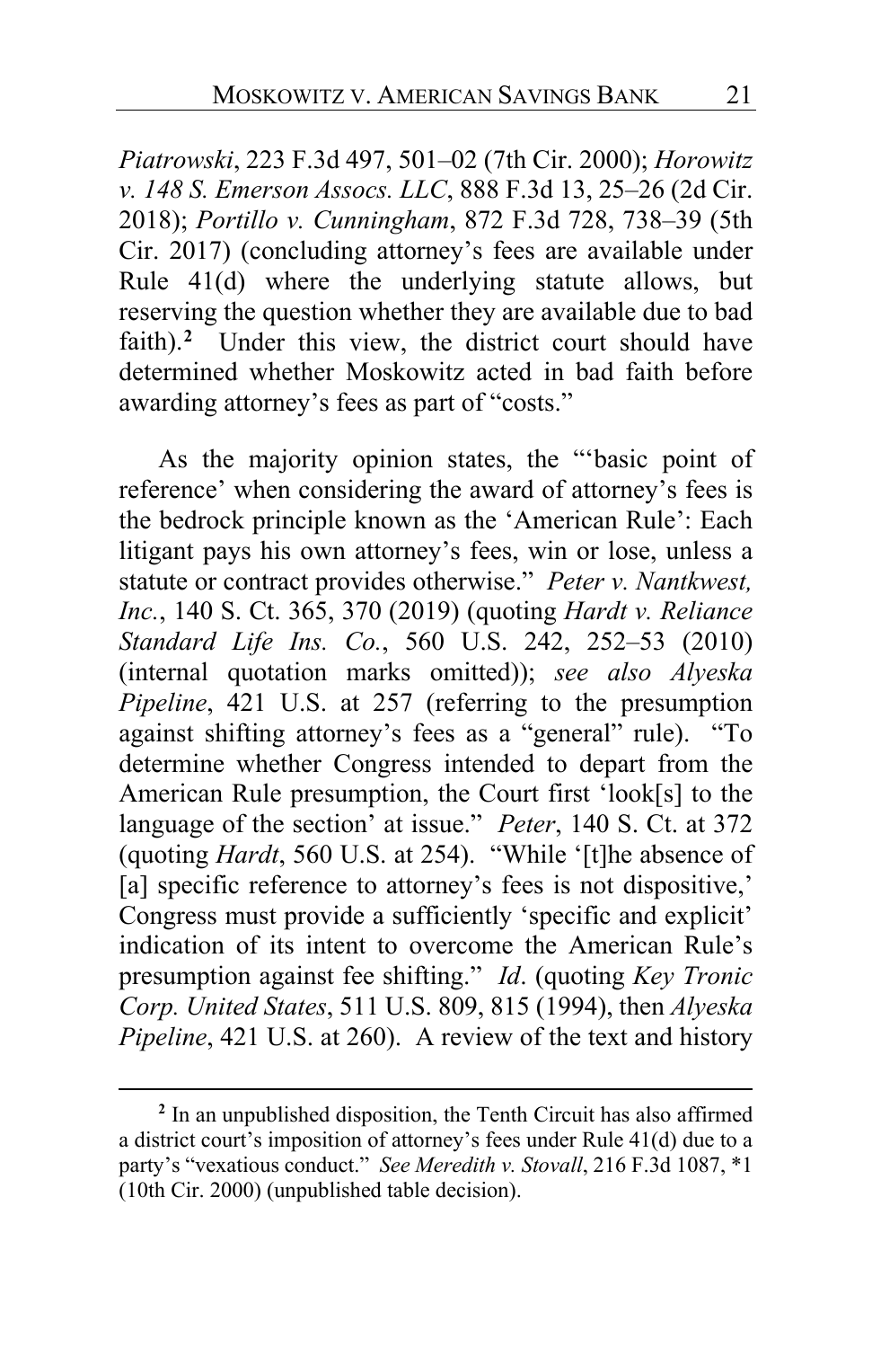*Piatrowski*, 223 F.3d 497, 501–02 (7th Cir. 2000); *Horowitz v. 148 S. Emerson Assocs. LLC*, 888 F.3d 13, 25–26 (2d Cir. 2018); *Portillo v. Cunningham*, 872 F.3d 728, 738–39 (5th Cir. 2017) (concluding attorney's fees are available under Rule 41(d) where the underlying statute allows, but reserving the question whether they are available due to bad faith).[2] Under this view, the district court should have determined whether Moskowitz acted in bad faith before awarding attorney's fees as part of "costs."

As the majority opinion states, the "'basic point of reference' when considering the award of attorney's fees is the bedrock principle known as the 'American Rule': Each litigant pays his own attorney's fees, win or lose, unless a statute or contract provides otherwise." *Peter v. Nantkwest, Inc.*, 140 S. Ct. 365, 370 (2019) (quoting *Hardt v. Reliance Standard Life Ins. Co.*, 560 U.S. 242, 252–53 (2010) (internal quotation marks omitted)); *see also Alyeska Pipeline*, 421 U.S. at 257 (referring to the presumption against shifting attorney's fees as a "general" rule). "To determine whether Congress intended to depart from the American Rule presumption, the Court first 'look[s] to the language of the section' at issue." *Peter*, 140 S. Ct. at 372 (quoting *Hardt*, 560 U.S. at 254). "While '[t]he absence of [a] specific reference to attorney's fees is not dispositive,' Congress must provide a sufficiently 'specific and explicit' indication of its intent to overcome the American Rule's presumption against fee shifting." *Id*. (quoting *Key Tronic Corp. United States*, 511 U.S. 809, 815 (1994), then *Alyeska Pipeline*, 421 U.S. at 260). A review of the text and history

---

[2] In an unpublished disposition, the Tenth Circuit has also affirmed a district court's imposition of attorney's fees under Rule 41(d) due to a party's "vexatious conduct." *See Meredith v. Stovall*, 216 F.3d 1087, \*1 (10th Cir. 2000) (unpublished table decision).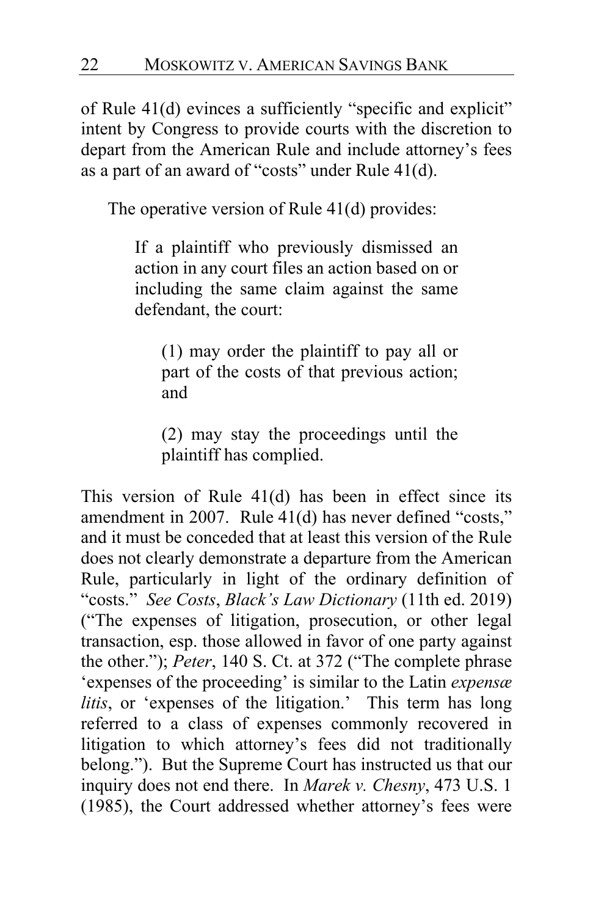of Rule 41(d) evinces a sufficiently "specific and explicit" intent by Congress to provide courts with the discretion to depart from the American Rule and include attorney's fees as a part of an award of "costs" under Rule 41(d).

The operative version of Rule 41(d) provides:

> If a plaintiff who previously dismissed an action in any court files an action based on or including the same claim against the same defendant, the court:
>
> > (1) may order the plaintiff to pay all or part of the costs of that previous action; and
> >
> > (2) may stay the proceedings until the plaintiff has complied.

This version of Rule 41(d) has been in effect since its amendment in 2007. Rule 41(d) has never defined "costs," and it must be conceded that at least this version of the Rule does not clearly demonstrate a departure from the American Rule, particularly in light of the ordinary definition of "costs." *See Costs*, *Black's Law Dictionary* (11th ed. 2019) ("The expenses of litigation, prosecution, or other legal transaction, esp. those allowed in favor of one party against the other."); *Peter*, 140 S. Ct. at 372 ("The complete phrase 'expenses of the proceeding' is similar to the Latin *expensæ litis*, or 'expenses of the litigation.' This term has long referred to a class of expenses commonly recovered in litigation to which attorney's fees did not traditionally belong."). But the Supreme Court has instructed us that our inquiry does not end there. In *Marek v. Chesny*, 473 U.S. 1 (1985), the Court addressed whether attorney's fees were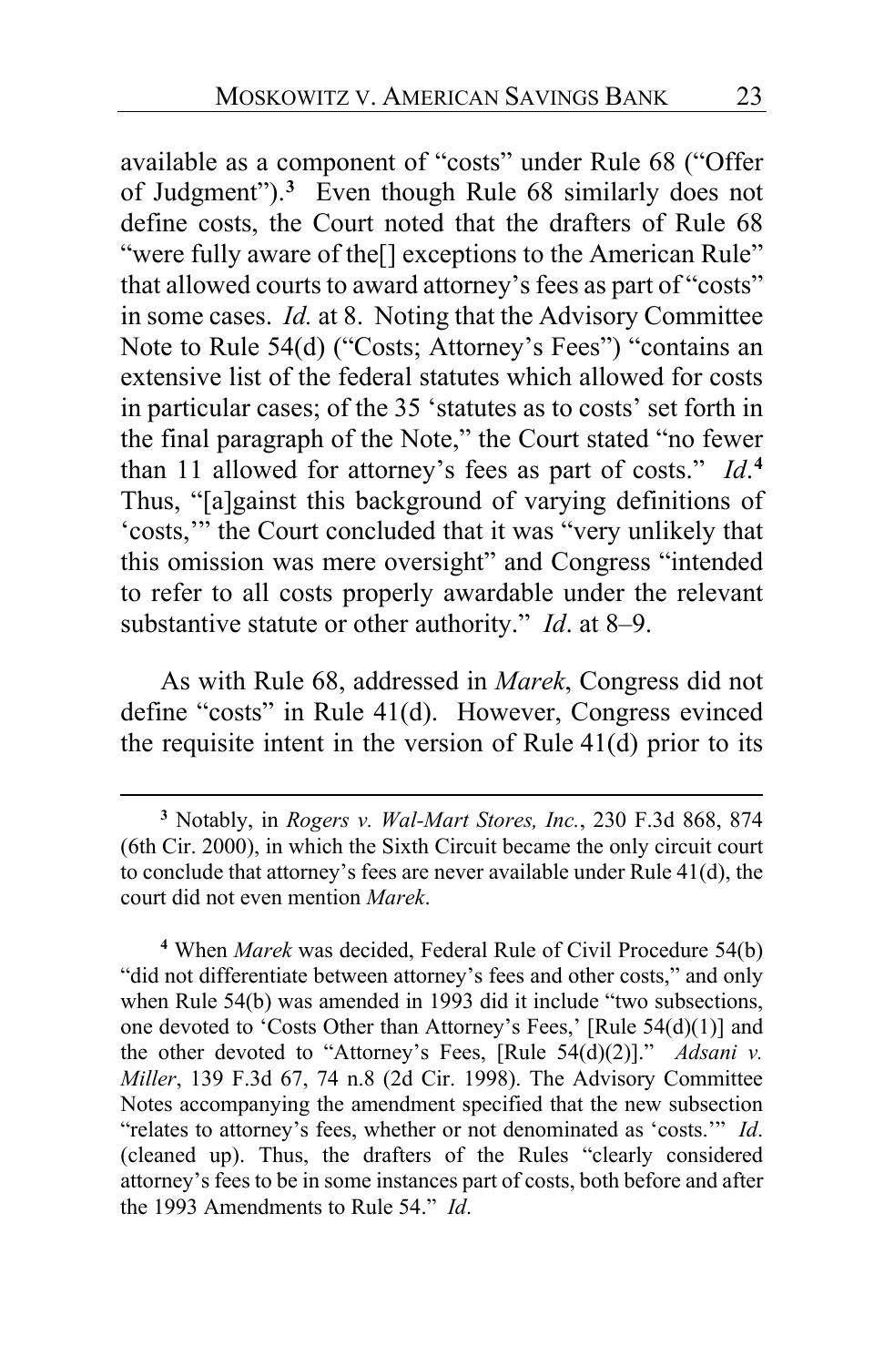available as a component of "costs" under Rule 68 ("Offer of Judgment").[3] Even though Rule 68 similarly does not define costs, the Court noted that the drafters of Rule 68 "were fully aware of the[] exceptions to the American Rule" that allowed courts to award attorney's fees as part of "costs" in some cases. *Id.* at 8. Noting that the Advisory Committee Note to Rule 54(d) ("Costs; Attorney's Fees") "contains an extensive list of the federal statutes which allowed for costs in particular cases; of the 35 'statutes as to costs' set forth in the final paragraph of the Note," the Court stated "no fewer than 11 allowed for attorney's fees as part of costs." *Id*.[4] Thus, "[a]gainst this background of varying definitions of 'costs,'" the Court concluded that it was "very unlikely that this omission was mere oversight" and Congress "intended to refer to all costs properly awardable under the relevant substantive statute or other authority." *Id*. at 8–9.

As with Rule 68, addressed in *Marek*, Congress did not define "costs" in Rule 41(d). However, Congress evinced the requisite intent in the version of Rule 41(d) prior to its

---

[3] Notably, in *Rogers v. Wal-Mart Stores, Inc.*, 230 F.3d 868, 874 (6th Cir. 2000), in which the Sixth Circuit became the only circuit court to conclude that attorney's fees are never available under Rule 41(d), the court did not even mention *Marek*.

[4] When *Marek* was decided, Federal Rule of Civil Procedure 54(b) "did not differentiate between attorney's fees and other costs," and only when Rule 54(b) was amended in 1993 did it include "two subsections, one devoted to 'Costs Other than Attorney's Fees,' [Rule 54(d)(1)] and the other devoted to "Attorney's Fees, [Rule 54(d)(2)]." *Adsani v. Miller*, 139 F.3d 67, 74 n.8 (2d Cir. 1998). The Advisory Committee Notes accompanying the amendment specified that the new subsection "relates to attorney's fees, whether or not denominated as 'costs.'" *Id*. (cleaned up). Thus, the drafters of the Rules "clearly considered attorney's fees to be in some instances part of costs, both before and after the 1993 Amendments to Rule 54." *Id*.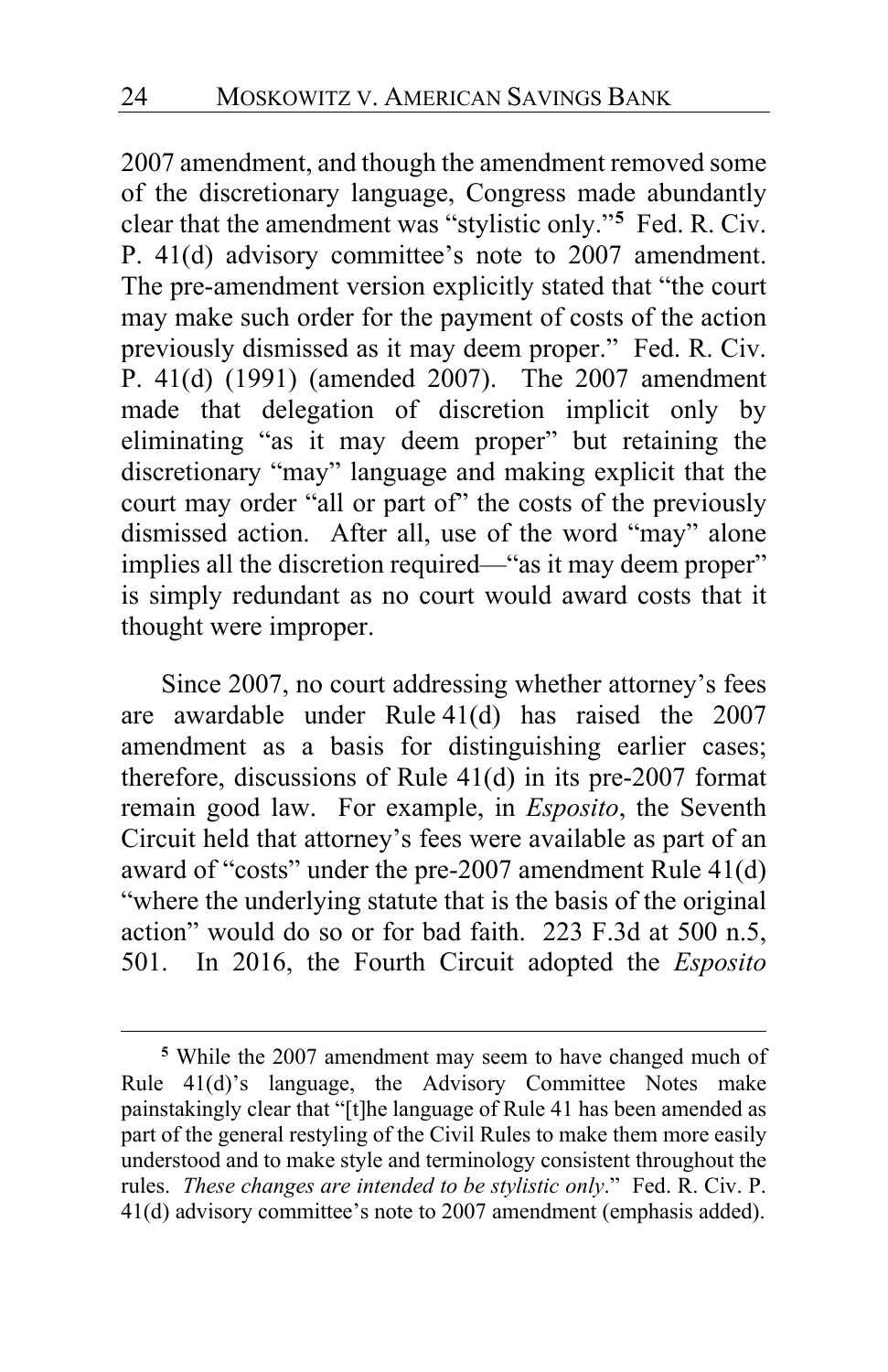2007 amendment, and though the amendment removed some of the discretionary language, Congress made abundantly clear that the amendment was "stylistic only."[5] Fed. R. Civ. P. 41(d) advisory committee's note to 2007 amendment. The pre-amendment version explicitly stated that "the court may make such order for the payment of costs of the action previously dismissed as it may deem proper." Fed. R. Civ. P. 41(d) (1991) (amended 2007). The 2007 amendment made that delegation of discretion implicit only by eliminating "as it may deem proper" but retaining the discretionary "may" language and making explicit that the court may order "all or part of" the costs of the previously dismissed action. After all, use of the word "may" alone implies all the discretion required—"as it may deem proper" is simply redundant as no court would award costs that it thought were improper.

Since 2007, no court addressing whether attorney's fees are awardable under Rule 41(d) has raised the 2007 amendment as a basis for distinguishing earlier cases; therefore, discussions of Rule 41(d) in its pre-2007 format remain good law. For example, in *Esposito*, the Seventh Circuit held that attorney's fees were available as part of an award of "costs" under the pre-2007 amendment Rule 41(d) "where the underlying statute that is the basis of the original action" would do so or for bad faith. 223 F.3d at 500 n.5, 501. In 2016, the Fourth Circuit adopted the *Esposito*

---

[5] While the 2007 amendment may seem to have changed much of Rule 41(d)'s language, the Advisory Committee Notes make painstakingly clear that "[t]he language of Rule 41 has been amended as part of the general restyling of the Civil Rules to make them more easily understood and to make style and terminology consistent throughout the rules. *These changes are intended to be stylistic only*." Fed. R. Civ. P. 41(d) advisory committee's note to 2007 amendment (emphasis added).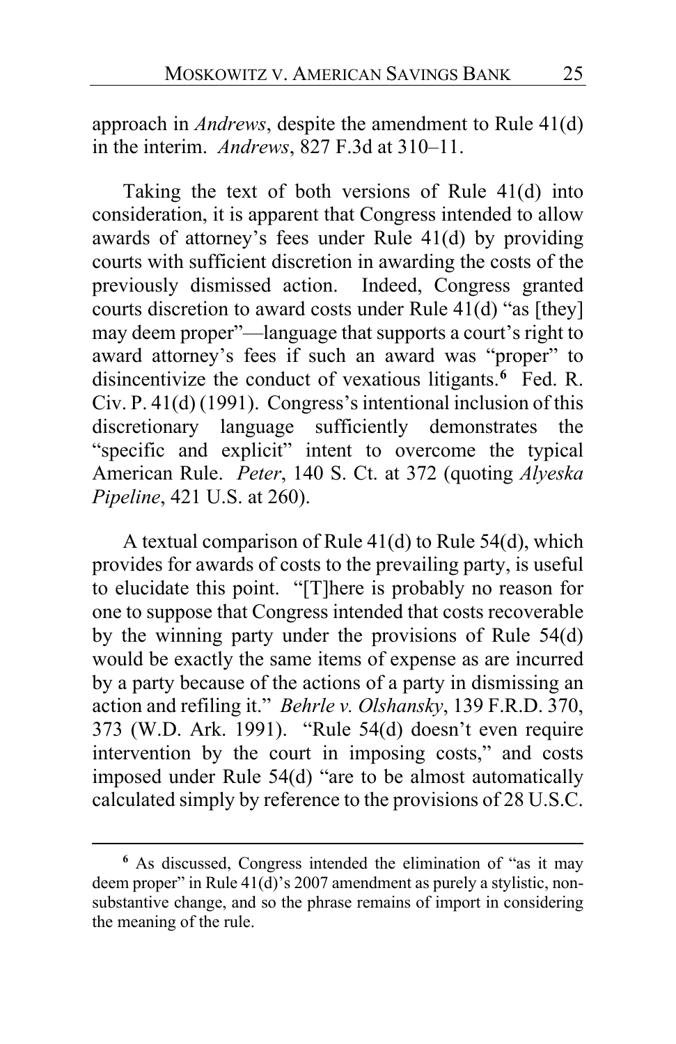approach in *Andrews*, despite the amendment to Rule 41(d) in the interim. *Andrews*, 827 F.3d at 310–11.

Taking the text of both versions of Rule 41(d) into consideration, it is apparent that Congress intended to allow awards of attorney's fees under Rule 41(d) by providing courts with sufficient discretion in awarding the costs of the previously dismissed action. Indeed, Congress granted courts discretion to award costs under Rule 41(d) "as [they] may deem proper"—language that supports a court's right to award attorney's fees if such an award was "proper" to disincentivize the conduct of vexatious litigants.[6] Fed. R. Civ. P. 41(d) (1991). Congress's intentional inclusion of this discretionary language sufficiently demonstrates the "specific and explicit" intent to overcome the typical American Rule. *Peter*, 140 S. Ct. at 372 (quoting *Alyeska Pipeline*, 421 U.S. at 260).

A textual comparison of Rule 41(d) to Rule 54(d), which provides for awards of costs to the prevailing party, is useful to elucidate this point. "[T]here is probably no reason for one to suppose that Congress intended that costs recoverable by the winning party under the provisions of Rule 54(d) would be exactly the same items of expense as are incurred by a party because of the actions of a party in dismissing an action and refiling it." *Behrle v. Olshansky*, 139 F.R.D. 370, 373 (W.D. Ark. 1991). "Rule 54(d) doesn't even require intervention by the court in imposing costs," and costs imposed under Rule 54(d) "are to be almost automatically calculated simply by reference to the provisions of 28 U.S.C.

---

[6] As discussed, Congress intended the elimination of "as it may deem proper" in Rule 41(d)'s 2007 amendment as purely a stylistic, non-substantive change, and so the phrase remains of import in considering the meaning of the rule.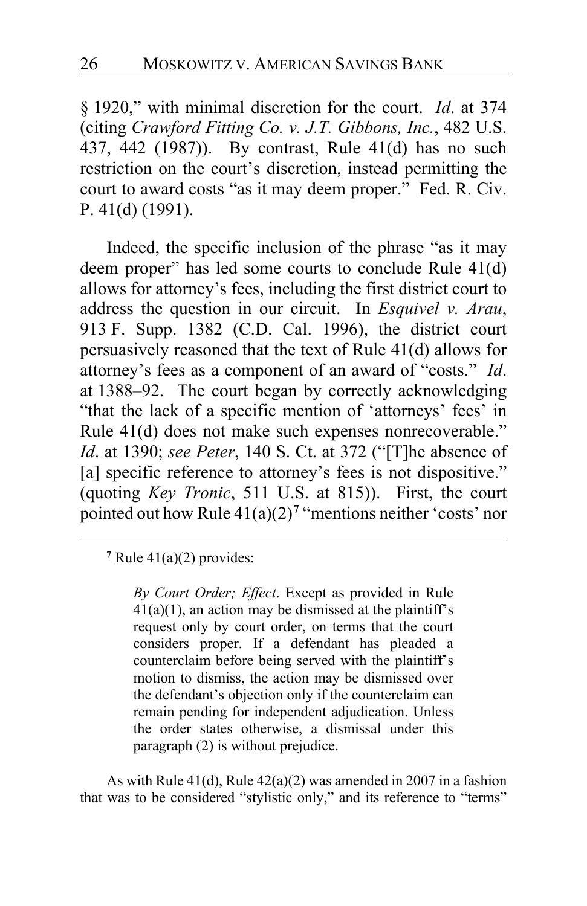§ 1920," with minimal discretion for the court. *Id*. at 374 (citing *Crawford Fitting Co. v. J.T. Gibbons, Inc.*, 482 U.S. 437, 442 (1987)). By contrast, Rule 41(d) has no such restriction on the court's discretion, instead permitting the court to award costs "as it may deem proper." Fed. R. Civ. P. 41(d) (1991).

Indeed, the specific inclusion of the phrase "as it may deem proper" has led some courts to conclude Rule 41(d) allows for attorney's fees, including the first district court to address the question in our circuit. In *Esquivel v. Arau*, 913 F. Supp. 1382 (C.D. Cal. 1996), the district court persuasively reasoned that the text of Rule 41(d) allows for attorney's fees as a component of an award of "costs." *Id*. at 1388–92. The court began by correctly acknowledging "that the lack of a specific mention of 'attorneys' fees' in Rule 41(d) does not make such expenses nonrecoverable." *Id*. at 1390; *see Peter*, 140 S. Ct. at 372 ("[T]he absence of [a] specific reference to attorney's fees is not dispositive." (quoting *Key Tronic*, 511 U.S. at 815)). First, the court pointed out how Rule 41(a)(2)[7] "mentions neither 'costs' nor

---

[7] Rule 41(a)(2) provides:

> *By Court Order; Effect*. Except as provided in Rule 41(a)(1), an action may be dismissed at the plaintiff's request only by court order, on terms that the court considers proper. If a defendant has pleaded a counterclaim before being served with the plaintiff's motion to dismiss, the action may be dismissed over the defendant's objection only if the counterclaim can remain pending for independent adjudication. Unless the order states otherwise, a dismissal under this paragraph (2) is without prejudice.

As with Rule 41(d), Rule 42(a)(2) was amended in 2007 in a fashion that was to be considered "stylistic only," and its reference to "terms"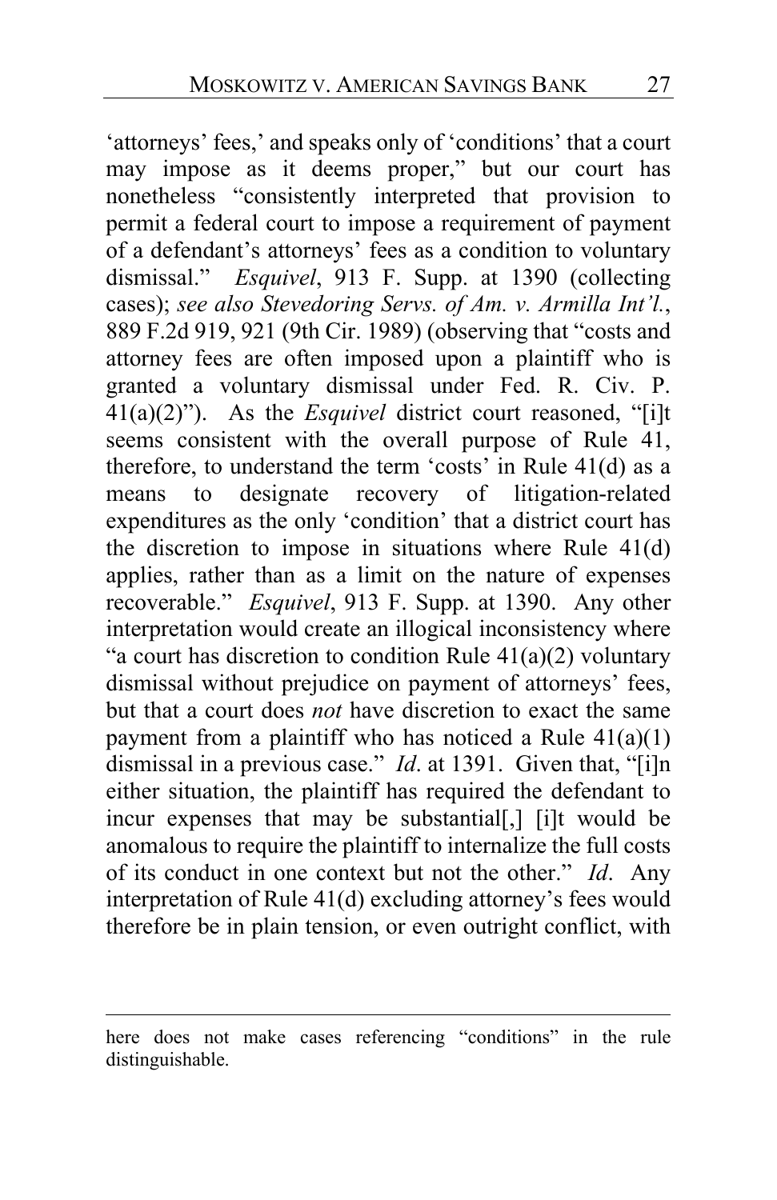'attorneys' fees,' and speaks only of 'conditions' that a court may impose as it deems proper," but our court has nonetheless "consistently interpreted that provision to permit a federal court to impose a requirement of payment of a defendant's attorneys' fees as a condition to voluntary dismissal." *Esquivel*, 913 F. Supp. at 1390 (collecting cases); *see also Stevedoring Servs. of Am. v. Armilla Int'l.*, 889 F.2d 919, 921 (9th Cir. 1989) (observing that "costs and attorney fees are often imposed upon a plaintiff who is granted a voluntary dismissal under Fed. R. Civ. P. 41(a)(2)"). As the *Esquivel* district court reasoned, "[i]t seems consistent with the overall purpose of Rule 41, therefore, to understand the term 'costs' in Rule 41(d) as a means to designate recovery of litigation-related expenditures as the only 'condition' that a district court has the discretion to impose in situations where Rule 41(d) applies, rather than as a limit on the nature of expenses recoverable." *Esquivel*, 913 F. Supp. at 1390. Any other interpretation would create an illogical inconsistency where "a court has discretion to condition Rule 41(a)(2) voluntary dismissal without prejudice on payment of attorneys' fees, but that a court does *not* have discretion to exact the same payment from a plaintiff who has noticed a Rule 41(a)(1) dismissal in a previous case." *Id*. at 1391. Given that, "[i]n either situation, the plaintiff has required the defendant to incur expenses that may be substantial[,] [i]t would be anomalous to require the plaintiff to internalize the full costs of its conduct in one context but not the other." *Id*. Any interpretation of Rule 41(d) excluding attorney's fees would therefore be in plain tension, or even outright conflict, with

---

here does not make cases referencing "conditions" in the rule distinguishable.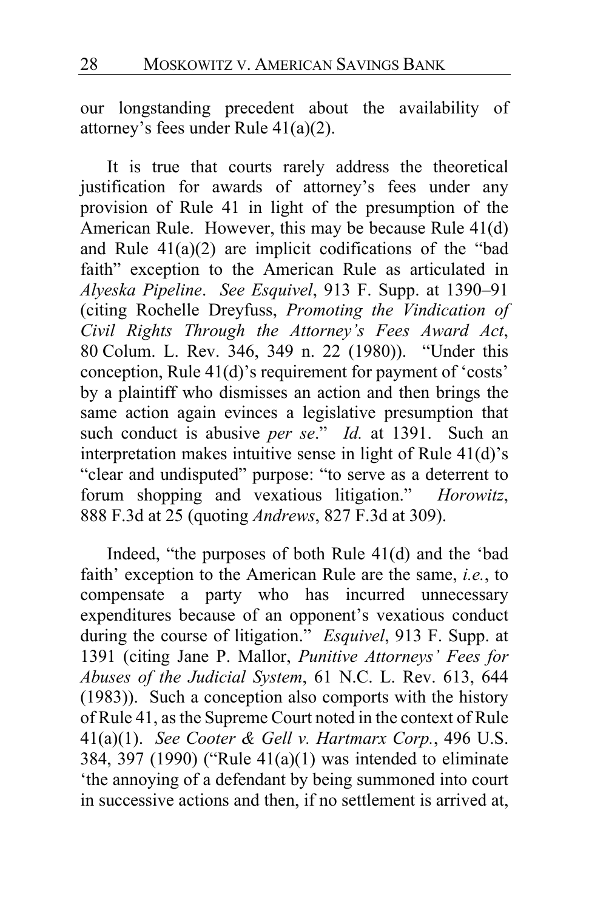our longstanding precedent about the availability of attorney's fees under Rule 41(a)(2).

It is true that courts rarely address the theoretical justification for awards of attorney's fees under any provision of Rule 41 in light of the presumption of the American Rule. However, this may be because Rule 41(d) and Rule 41(a)(2) are implicit codifications of the "bad faith" exception to the American Rule as articulated in *Alyeska Pipeline*. *See Esquivel*, 913 F. Supp. at 1390–91 (citing Rochelle Dreyfuss, *Promoting the Vindication of Civil Rights Through the Attorney's Fees Award Act*, 80 Colum. L. Rev. 346, 349 n. 22 (1980)). "Under this conception, Rule 41(d)'s requirement for payment of 'costs' by a plaintiff who dismisses an action and then brings the same action again evinces a legislative presumption that such conduct is abusive *per se*." *Id.* at 1391. Such an interpretation makes intuitive sense in light of Rule 41(d)'s "clear and undisputed" purpose: "to serve as a deterrent to forum shopping and vexatious litigation." *Horowitz*, 888 F.3d at 25 (quoting *Andrews*, 827 F.3d at 309).

Indeed, "the purposes of both Rule 41(d) and the 'bad faith' exception to the American Rule are the same, *i.e.*, to compensate a party who has incurred unnecessary expenditures because of an opponent's vexatious conduct during the course of litigation." *Esquivel*, 913 F. Supp. at 1391 (citing Jane P. Mallor, *Punitive Attorneys' Fees for Abuses of the Judicial System*, 61 N.C. L. Rev. 613, 644 (1983)). Such a conception also comports with the history of Rule 41, as the Supreme Court noted in the context of Rule 41(a)(1). *See Cooter & Gell v. Hartmarx Corp.*, 496 U.S. 384, 397 (1990) ("Rule 41(a)(1) was intended to eliminate 'the annoying of a defendant by being summoned into court in successive actions and then, if no settlement is arrived at,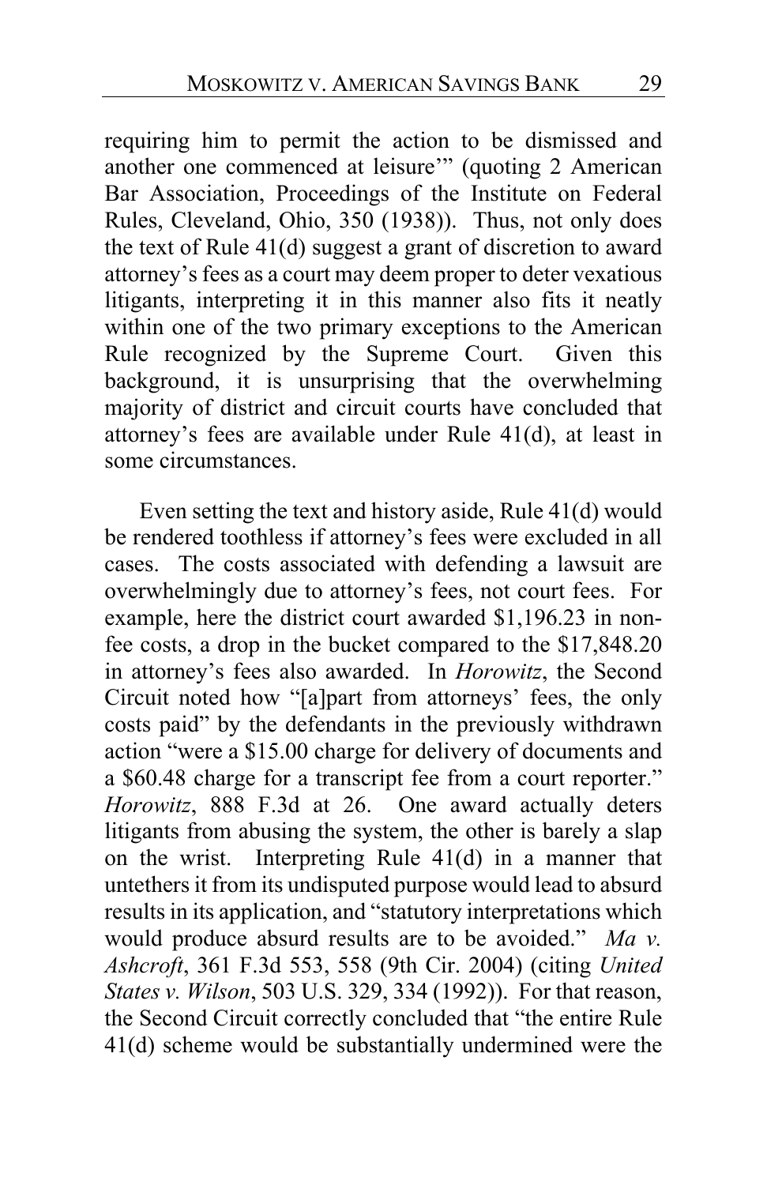requiring him to permit the action to be dismissed and another one commenced at leisure'" (quoting 2 American Bar Association, Proceedings of the Institute on Federal Rules, Cleveland, Ohio, 350 (1938)). Thus, not only does the text of Rule 41(d) suggest a grant of discretion to award attorney's fees as a court may deem proper to deter vexatious litigants, interpreting it in this manner also fits it neatly within one of the two primary exceptions to the American Rule recognized by the Supreme Court. Given this background, it is unsurprising that the overwhelming majority of district and circuit courts have concluded that attorney's fees are available under Rule 41(d), at least in some circumstances.

Even setting the text and history aside, Rule 41(d) would be rendered toothless if attorney's fees were excluded in all cases. The costs associated with defending a lawsuit are overwhelmingly due to attorney's fees, not court fees. For example, here the district court awarded $1,196.23 in non-fee costs, a drop in the bucket compared to the $17,848.20 in attorney's fees also awarded. In *Horowitz*, the Second Circuit noted how "[a]part from attorneys' fees, the only costs paid" by the defendants in the previously withdrawn action "were a $15.00 charge for delivery of documents and a $60.48 charge for a transcript fee from a court reporter." *Horowitz*, 888 F.3d at 26. One award actually deters litigants from abusing the system, the other is barely a slap on the wrist. Interpreting Rule 41(d) in a manner that untethers it from its undisputed purpose would lead to absurd results in its application, and "statutory interpretations which would produce absurd results are to be avoided." *Ma v. Ashcroft*, 361 F.3d 553, 558 (9th Cir. 2004) (citing *United States v. Wilson*, 503 U.S. 329, 334 (1992)). For that reason, the Second Circuit correctly concluded that "the entire Rule 41(d) scheme would be substantially undermined were the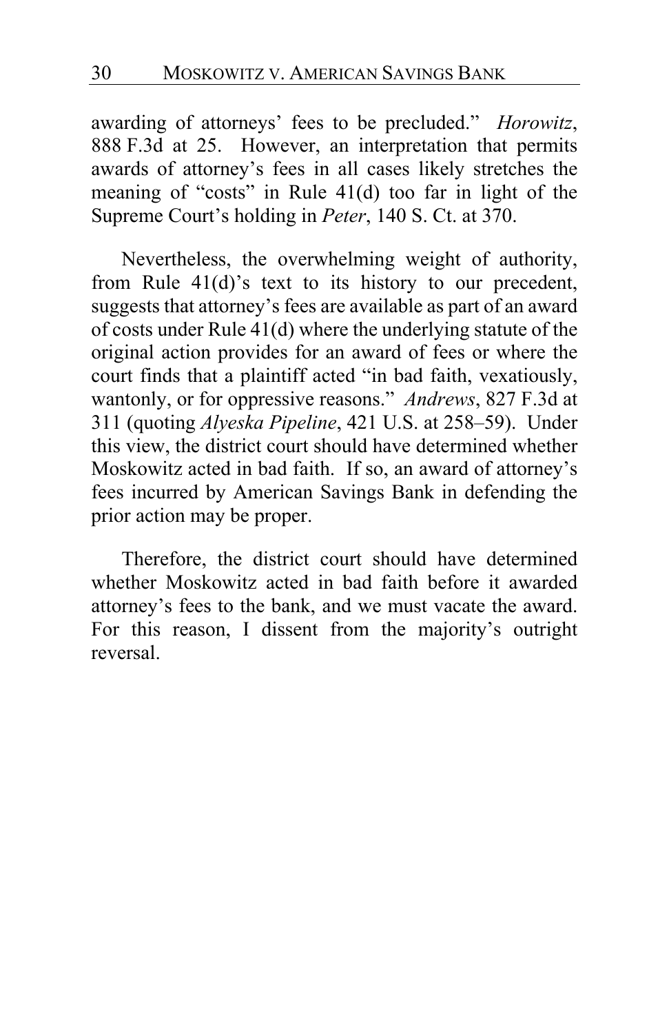awarding of attorneys' fees to be precluded." *Horowitz*, 888 F.3d at 25. However, an interpretation that permits awards of attorney's fees in all cases likely stretches the meaning of "costs" in Rule 41(d) too far in light of the Supreme Court's holding in *Peter*, 140 S. Ct. at 370.

Nevertheless, the overwhelming weight of authority, from Rule 41(d)'s text to its history to our precedent, suggests that attorney's fees are available as part of an award of costs under Rule 41(d) where the underlying statute of the original action provides for an award of fees or where the court finds that a plaintiff acted "in bad faith, vexatiously, wantonly, or for oppressive reasons." *Andrews*, 827 F.3d at 311 (quoting *Alyeska Pipeline*, 421 U.S. at 258–59). Under this view, the district court should have determined whether Moskowitz acted in bad faith. If so, an award of attorney's fees incurred by American Savings Bank in defending the prior action may be proper.

Therefore, the district court should have determined whether Moskowitz acted in bad faith before it awarded attorney's fees to the bank, and we must vacate the award. For this reason, I dissent from the majority's outright reversal.